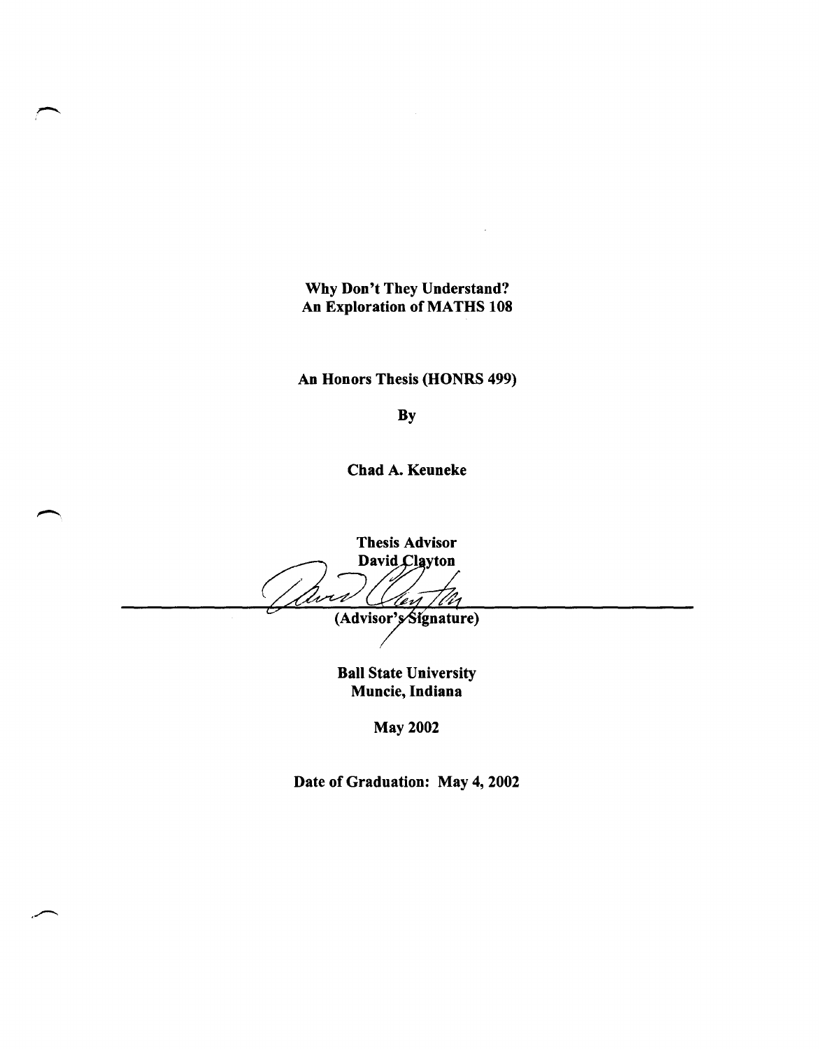# Why Don't They Understand? An Exploration of MATHS 108

**An Honors Thesis (HONRS 499)**

**By**

**Chad A. Keuneke**

**Thesis Advisor**
**David Clayton**

**(Advisor's Signature)**

**Ball State University**
**Muncie, Indiana**

**May 2002**

**Date of Graduation: May 4, 2002**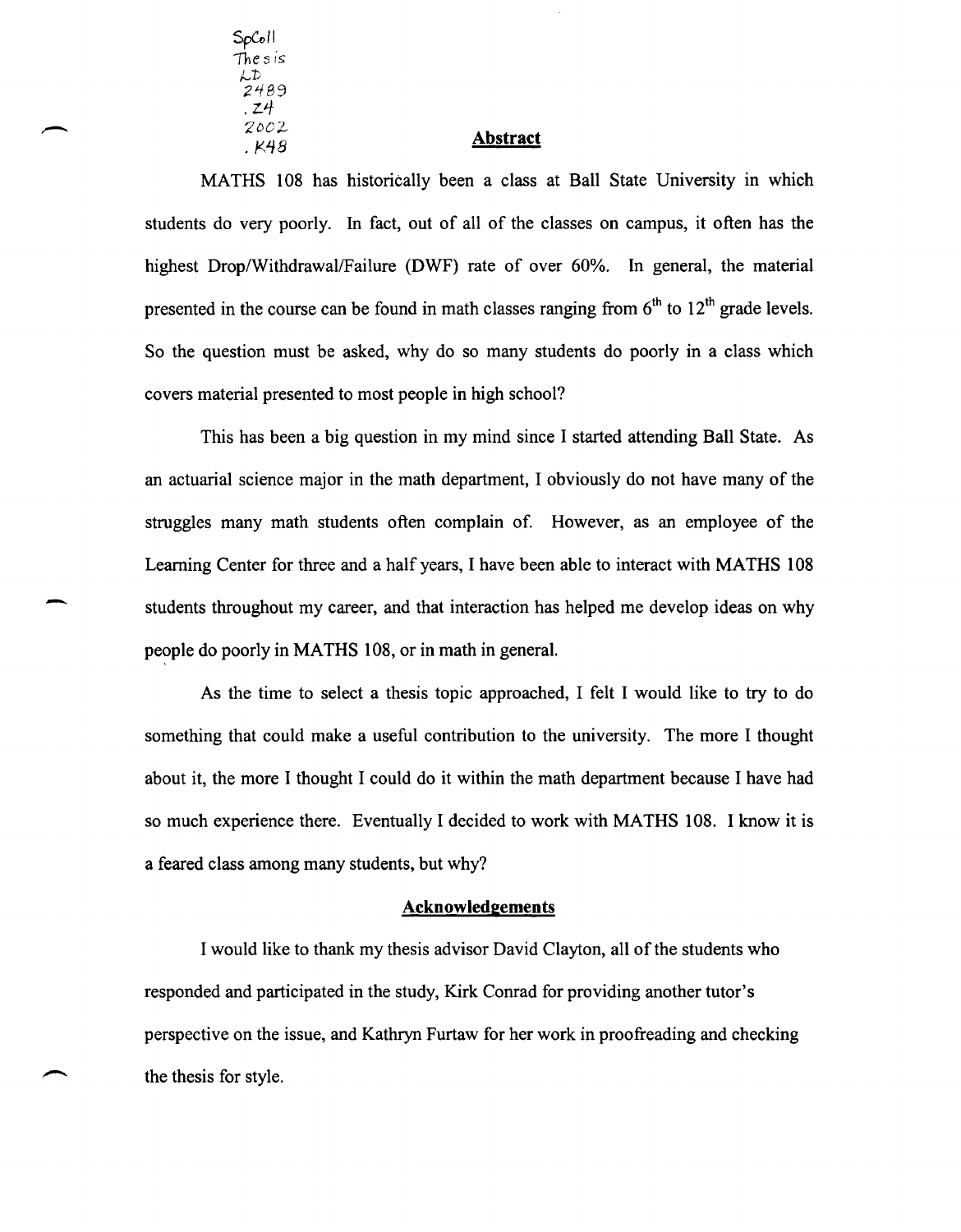SpColl
Thesis
LD
2489
.Z4
2002
.K48

## Abstract

MATHS 108 has historically been a class at Ball State University in which students do very poorly. In fact, out of all of the classes on campus, it often has the highest Drop/Withdrawal/Failure (DWF) rate of over 60%. In general, the material presented in the course can be found in math classes ranging from 6th to 12th grade levels. So the question must be asked, why do so many students do poorly in a class which covers material presented to most people in high school?

This has been a big question in my mind since I started attending Ball State. As an actuarial science major in the math department, I obviously do not have many of the struggles many math students often complain of. However, as an employee of the Learning Center for three and a half years, I have been able to interact with MATHS 108 students throughout my career, and that interaction has helped me develop ideas on why people do poorly in MATHS 108, or in math in general.

As the time to select a thesis topic approached, I felt I would like to try to do something that could make a useful contribution to the university. The more I thought about it, the more I thought I could do it within the math department because I have had so much experience there. Eventually I decided to work with MATHS 108. I know it is a feared class among many students, but why?

## Acknowledgements

I would like to thank my thesis advisor David Clayton, all of the students who responded and participated in the study, Kirk Conrad for providing another tutor's perspective on the issue, and Kathryn Furtaw for her work in proofreading and checking the thesis for style.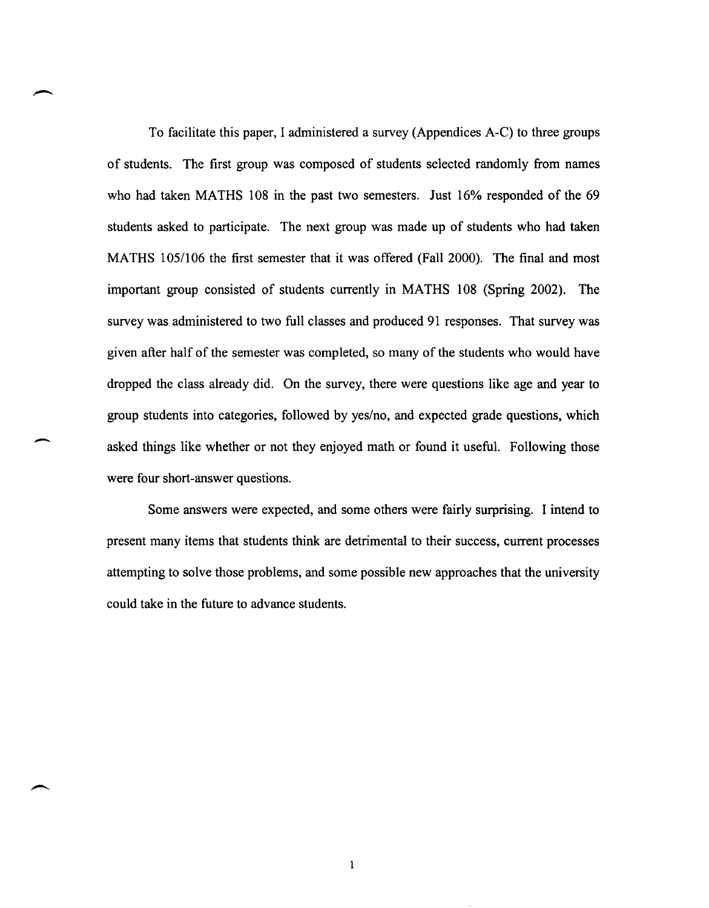To facilitate this paper, I administered a survey (Appendices A-C) to three groups of students. The first group was composed of students selected randomly from names who had taken MATHS 108 in the past two semesters. Just 16% responded of the 69 students asked to participate. The next group was made up of students who had taken MATHS 105/106 the first semester that it was offered (Fall 2000). The final and most important group consisted of students currently in MATHS 108 (Spring 2002). The survey was administered to two full classes and produced 91 responses. That survey was given after half of the semester was completed, so many of the students who would have dropped the class already did. On the survey, there were questions like age and year to group students into categories, followed by yes/no, and expected grade questions, which asked things like whether or not they enjoyed math or found it useful. Following those were four short-answer questions.

Some answers were expected, and some others were fairly surprising. I intend to present many items that students think are detrimental to their success, current processes attempting to solve those problems, and some possible new approaches that the university could take in the future to advance students.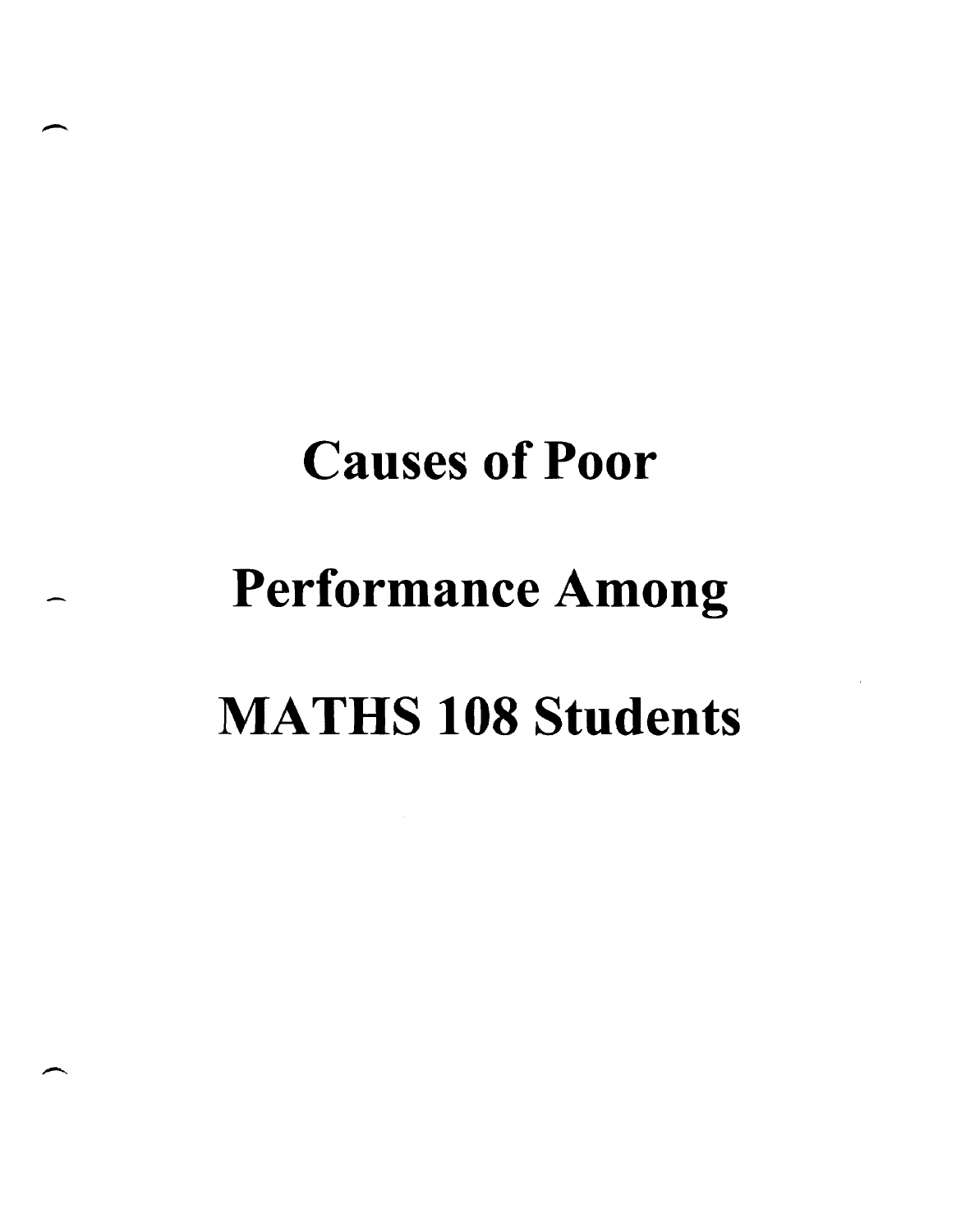# Causes of Poor Performance Among MATHS 108 Students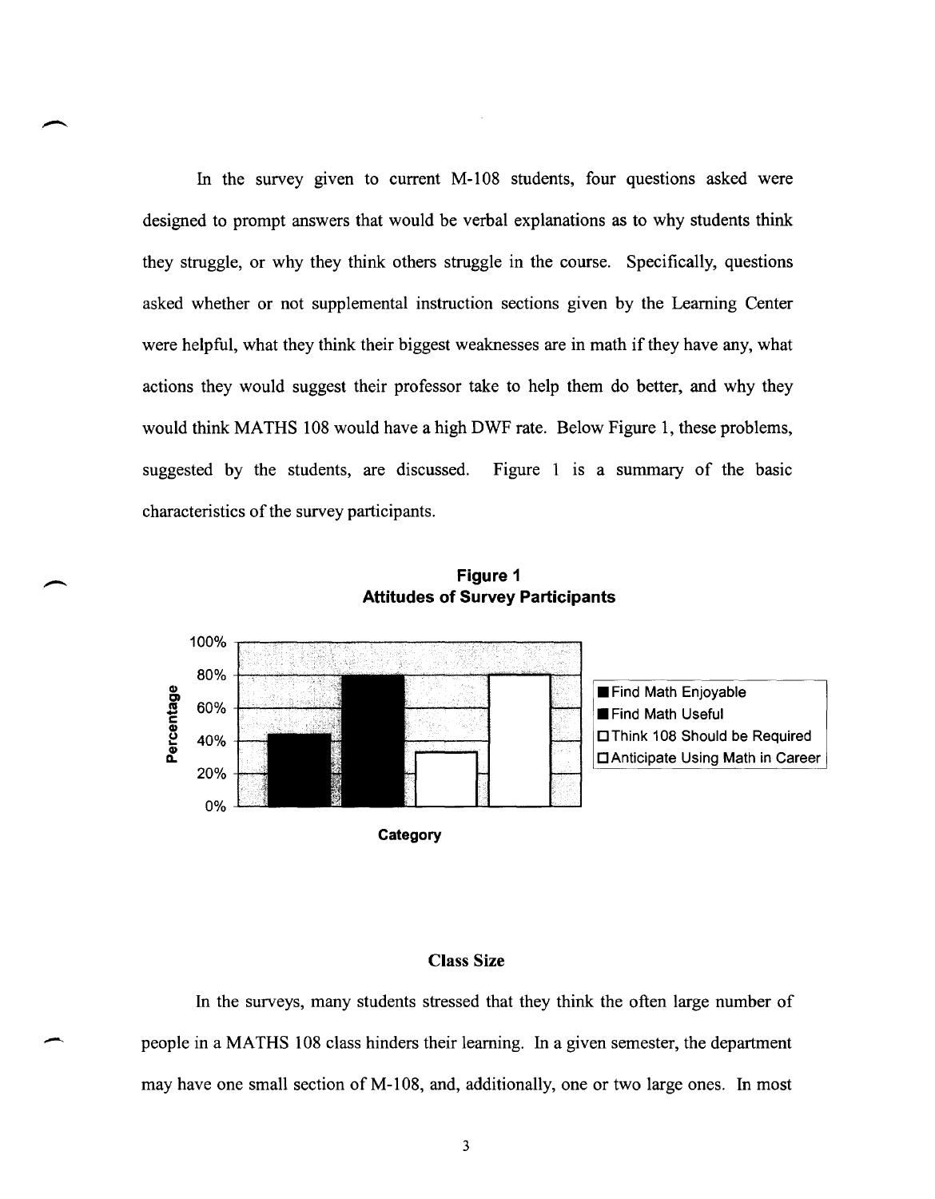In the survey given to current M-108 students, four questions asked were designed to prompt answers that would be verbal explanations as to why students think they struggle, or why they think others struggle in the course. Specifically, questions asked whether or not supplemental instruction sections given by the Learning Center were helpful, what they think their biggest weaknesses are in math if they have any, what actions they would suggest their professor take to help them do better, and why they would think MATHS 108 would have a high DWF rate. Below Figure 1, these problems, suggested by the students, are discussed. Figure 1 is a summary of the basic characteristics of the survey participants.

**Figure 1**
**Attitudes of Survey Participants**

## Class Size

In the surveys, many students stressed that they think the often large number of people in a MATHS 108 class hinders their learning. In a given semester, the department may have one small section of M-108, and, additionally, one or two large ones. In most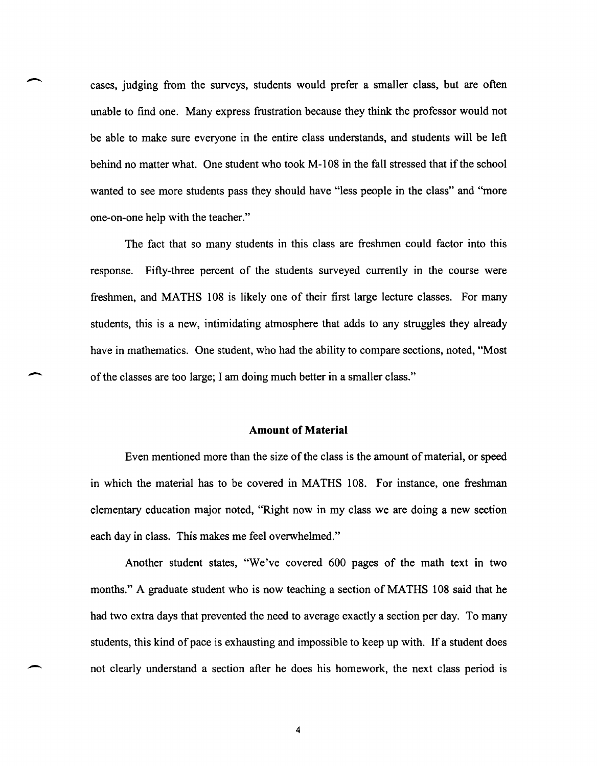cases, judging from the surveys, students would prefer a smaller class, but are often unable to find one. Many express frustration because they think the professor would not be able to make sure everyone in the entire class understands, and students will be left behind no matter what. One student who took M-108 in the fall stressed that if the school wanted to see more students pass they should have "less people in the class" and "more one-on-one help with the teacher."

The fact that so many students in this class are freshmen could factor into this response. Fifty-three percent of the students surveyed currently in the course were freshmen, and MATHS 108 is likely one of their first large lecture classes. For many students, this is a new, intimidating atmosphere that adds to any struggles they already have in mathematics. One student, who had the ability to compare sections, noted, "Most of the classes are too large; I am doing much better in a smaller class."

### Amount of Material

Even mentioned more than the size of the class is the amount of material, or speed in which the material has to be covered in MATHS 108. For instance, one freshman elementary education major noted, "Right now in my class we are doing a new section each day in class. This makes me feel overwhelmed."

Another student states, "We've covered 600 pages of the math text in two months." A graduate student who is now teaching a section of MATHS 108 said that he had two extra days that prevented the need to average exactly a section per day. To many students, this kind of pace is exhausting and impossible to keep up with. If a student does not clearly understand a section after he does his homework, the next class period is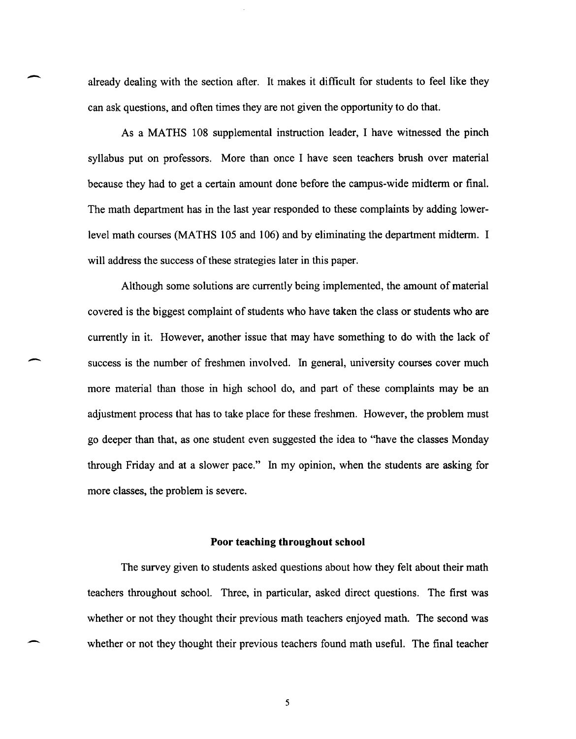already dealing with the section after. It makes it difficult for students to feel like they can ask questions, and often times they are not given the opportunity to do that.

As a MATHS 108 supplemental instruction leader, I have witnessed the pinch syllabus put on professors. More than once I have seen teachers brush over material because they had to get a certain amount done before the campus-wide midterm or final. The math department has in the last year responded to these complaints by adding lower-level math courses (MATHS 105 and 106) and by eliminating the department midterm. I will address the success of these strategies later in this paper.

Although some solutions are currently being implemented, the amount of material covered is the biggest complaint of students who have taken the class or students who are currently in it. However, another issue that may have something to do with the lack of success is the number of freshmen involved. In general, university courses cover much more material than those in high school do, and part of these complaints may be an adjustment process that has to take place for these freshmen. However, the problem must go deeper than that, as one student even suggested the idea to "have the classes Monday through Friday and at a slower pace." In my opinion, when the students are asking for more classes, the problem is severe.

**Poor teaching throughout school**

The survey given to students asked questions about how they felt about their math teachers throughout school. Three, in particular, asked direct questions. The first was whether or not they thought their previous math teachers enjoyed math. The second was whether or not they thought their previous teachers found math useful. The final teacher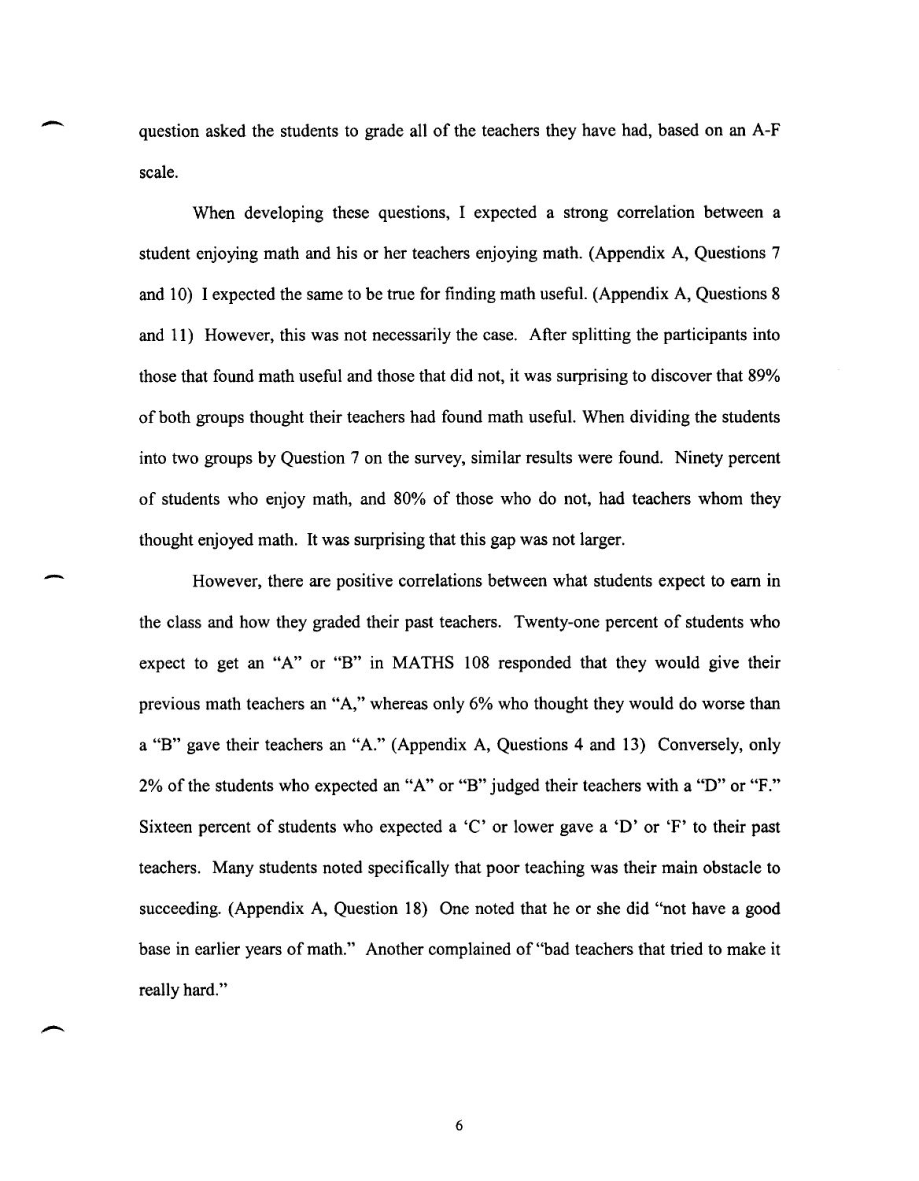question asked the students to grade all of the teachers they have had, based on an A-F scale.

When developing these questions, I expected a strong correlation between a student enjoying math and his or her teachers enjoying math. (Appendix A, Questions 7 and 10) I expected the same to be true for finding math useful. (Appendix A, Questions 8 and 11) However, this was not necessarily the case. After splitting the participants into those that found math useful and those that did not, it was surprising to discover that 89% of both groups thought their teachers had found math useful. When dividing the students into two groups by Question 7 on the survey, similar results were found. Ninety percent of students who enjoy math, and 80% of those who do not, had teachers whom they thought enjoyed math. It was surprising that this gap was not larger.

However, there are positive correlations between what students expect to earn in the class and how they graded their past teachers. Twenty-one percent of students who expect to get an "A" or "B" in MATHS 108 responded that they would give their previous math teachers an "A," whereas only 6% who thought they would do worse than a "B" gave their teachers an "A." (Appendix A, Questions 4 and 13) Conversely, only 2% of the students who expected an "A" or "B" judged their teachers with a "D" or "F." Sixteen percent of students who expected a 'C' or lower gave a 'D' or 'F' to their past teachers. Many students noted specifically that poor teaching was their main obstacle to succeeding. (Appendix A, Question 18) One noted that he or she did "not have a good base in earlier years of math." Another complained of "bad teachers that tried to make it really hard."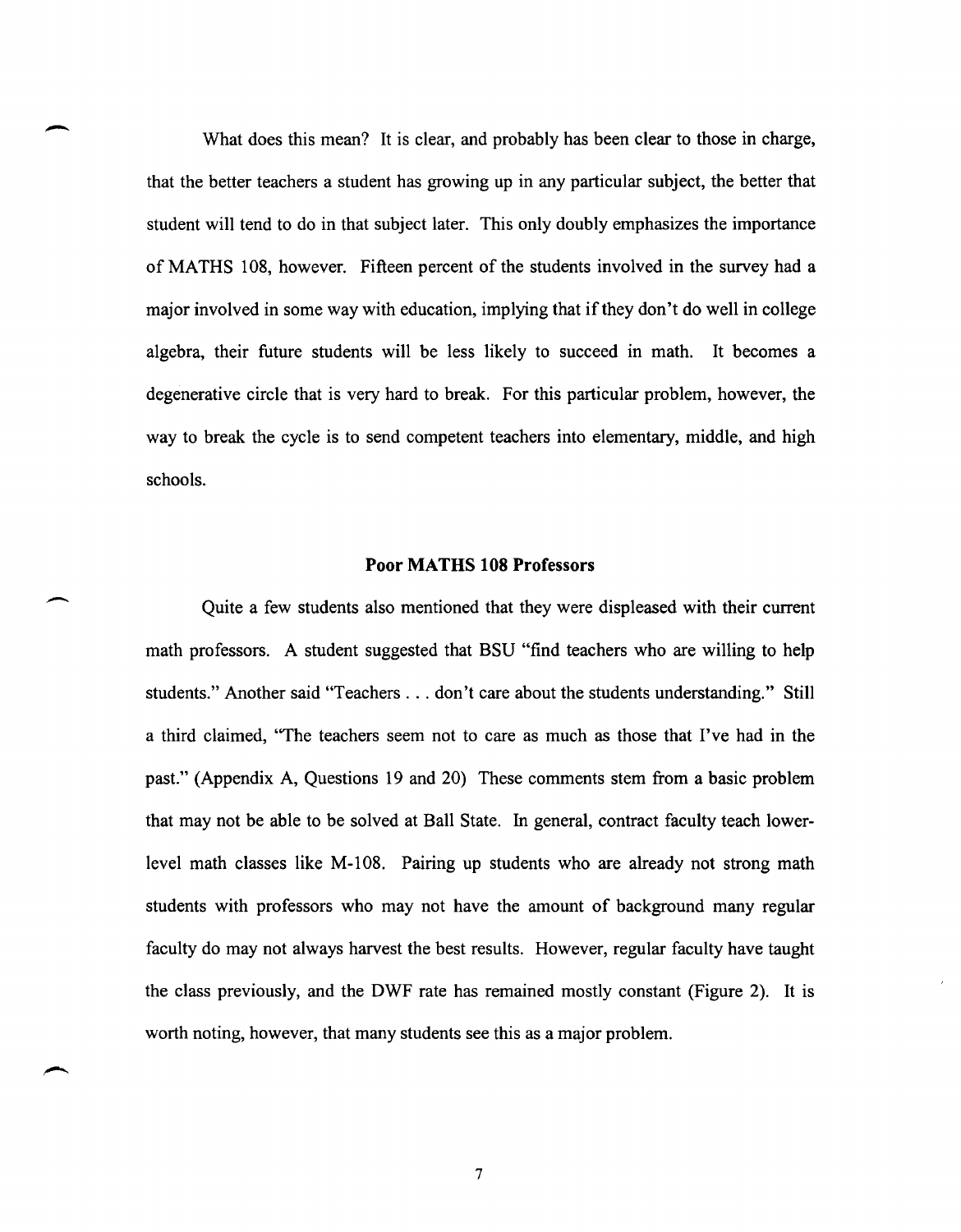What does this mean? It is clear, and probably has been clear to those in charge, that the better teachers a student has growing up in any particular subject, the better that student will tend to do in that subject later. This only doubly emphasizes the importance of MATHS 108, however. Fifteen percent of the students involved in the survey had a major involved in some way with education, implying that if they don't do well in college algebra, their future students will be less likely to succeed in math. It becomes a degenerative circle that is very hard to break. For this particular problem, however, the way to break the cycle is to send competent teachers into elementary, middle, and high schools.

## Poor MATHS 108 Professors

Quite a few students also mentioned that they were displeased with their current math professors. A student suggested that BSU "find teachers who are willing to help students." Another said "Teachers . . . don't care about the students understanding." Still a third claimed, "The teachers seem not to care as much as those that I've had in the past." (Appendix A, Questions 19 and 20) These comments stem from a basic problem that may not be able to be solved at Ball State. In general, contract faculty teach lower-level math classes like M-108. Pairing up students who are already not strong math students with professors who may not have the amount of background many regular faculty do may not always harvest the best results. However, regular faculty have taught the class previously, and the DWF rate has remained mostly constant (Figure 2). It is worth noting, however, that many students see this as a major problem.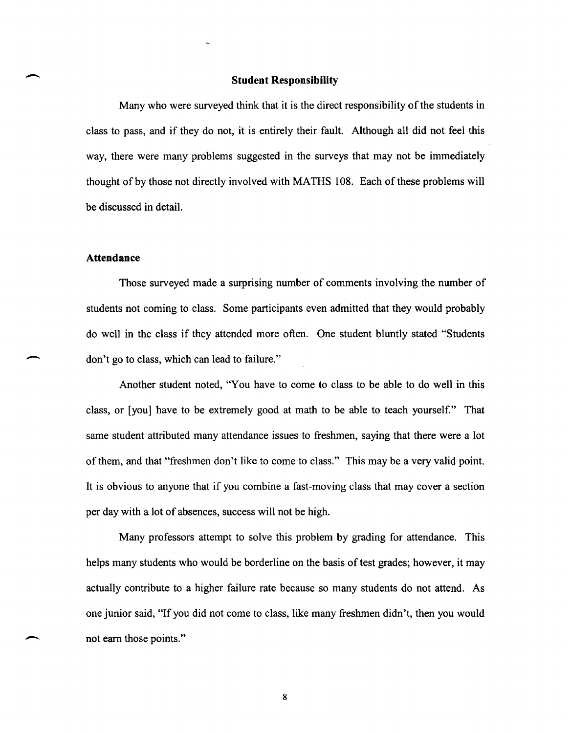## Student Responsibility

Many who were surveyed think that it is the direct responsibility of the students in class to pass, and if they do not, it is entirely their fault. Although all did not feel this way, there were many problems suggested in the surveys that may not be immediately thought of by those not directly involved with MATHS 108. Each of these problems will be discussed in detail.

### Attendance

Those surveyed made a surprising number of comments involving the number of students not coming to class. Some participants even admitted that they would probably do well in the class if they attended more often. One student bluntly stated "Students don't go to class, which can lead to failure."

Another student noted, "You have to come to class to be able to do well in this class, or [you] have to be extremely good at math to be able to teach yourself." That same student attributed many attendance issues to freshmen, saying that there were a lot of them, and that "freshmen don't like to come to class." This may be a very valid point. It is obvious to anyone that if you combine a fast-moving class that may cover a section per day with a lot of absences, success will not be high.

Many professors attempt to solve this problem by grading for attendance. This helps many students who would be borderline on the basis of test grades; however, it may actually contribute to a higher failure rate because so many students do not attend. As one junior said, "If you did not come to class, like many freshmen didn't, then you would not earn those points."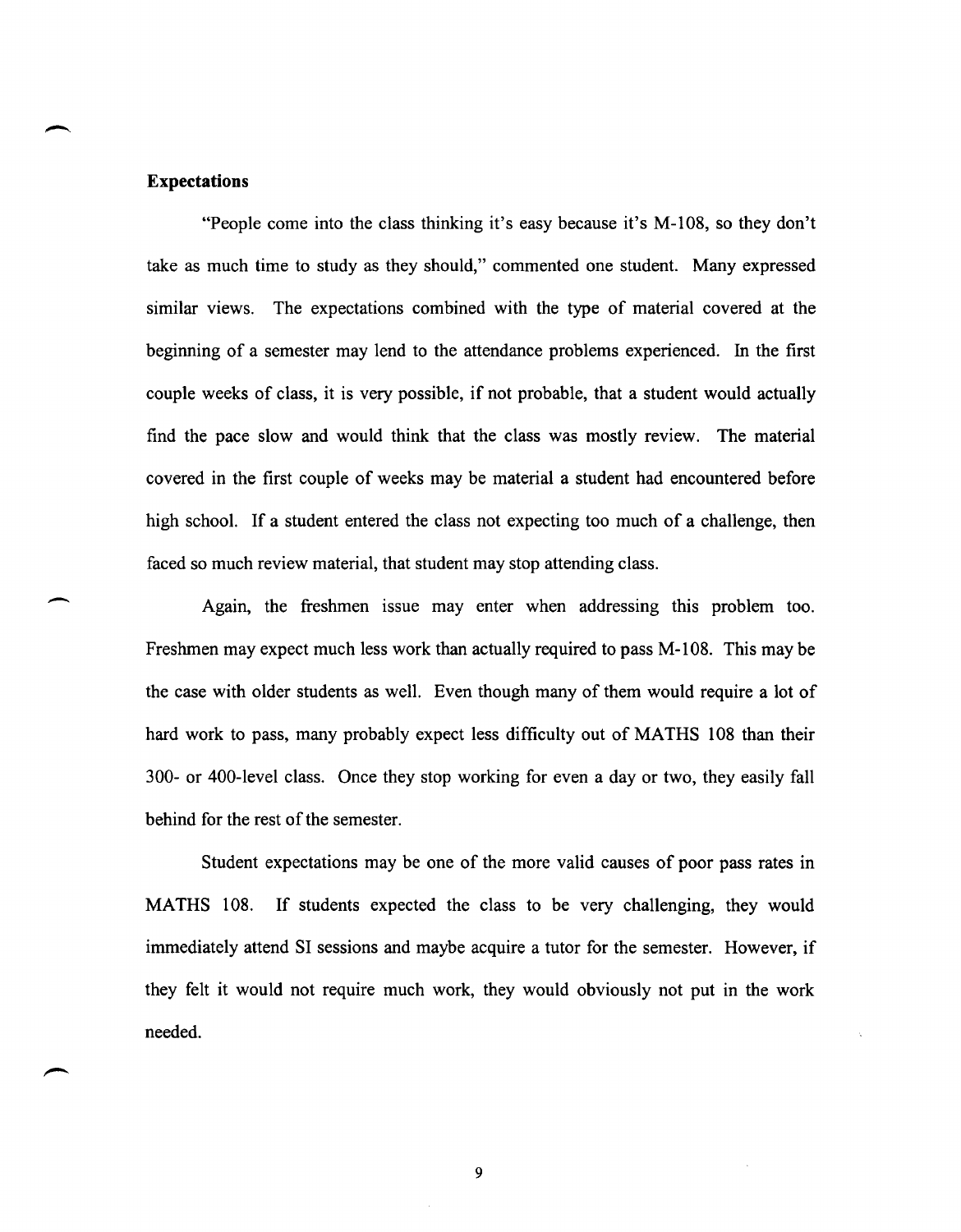**Expectations**

"People come into the class thinking it's easy because it's M-108, so they don't take as much time to study as they should," commented one student. Many expressed similar views. The expectations combined with the type of material covered at the beginning of a semester may lend to the attendance problems experienced. In the first couple weeks of class, it is very possible, if not probable, that a student would actually find the pace slow and would think that the class was mostly review. The material covered in the first couple of weeks may be material a student had encountered before high school. If a student entered the class not expecting too much of a challenge, then faced so much review material, that student may stop attending class.

Again, the freshmen issue may enter when addressing this problem too. Freshmen may expect much less work than actually required to pass M-108. This may be the case with older students as well. Even though many of them would require a lot of hard work to pass, many probably expect less difficulty out of MATHS 108 than their 300- or 400-level class. Once they stop working for even a day or two, they easily fall behind for the rest of the semester.

Student expectations may be one of the more valid causes of poor pass rates in MATHS 108. If students expected the class to be very challenging, they would immediately attend SI sessions and maybe acquire a tutor for the semester. However, if they felt it would not require much work, they would obviously not put in the work needed.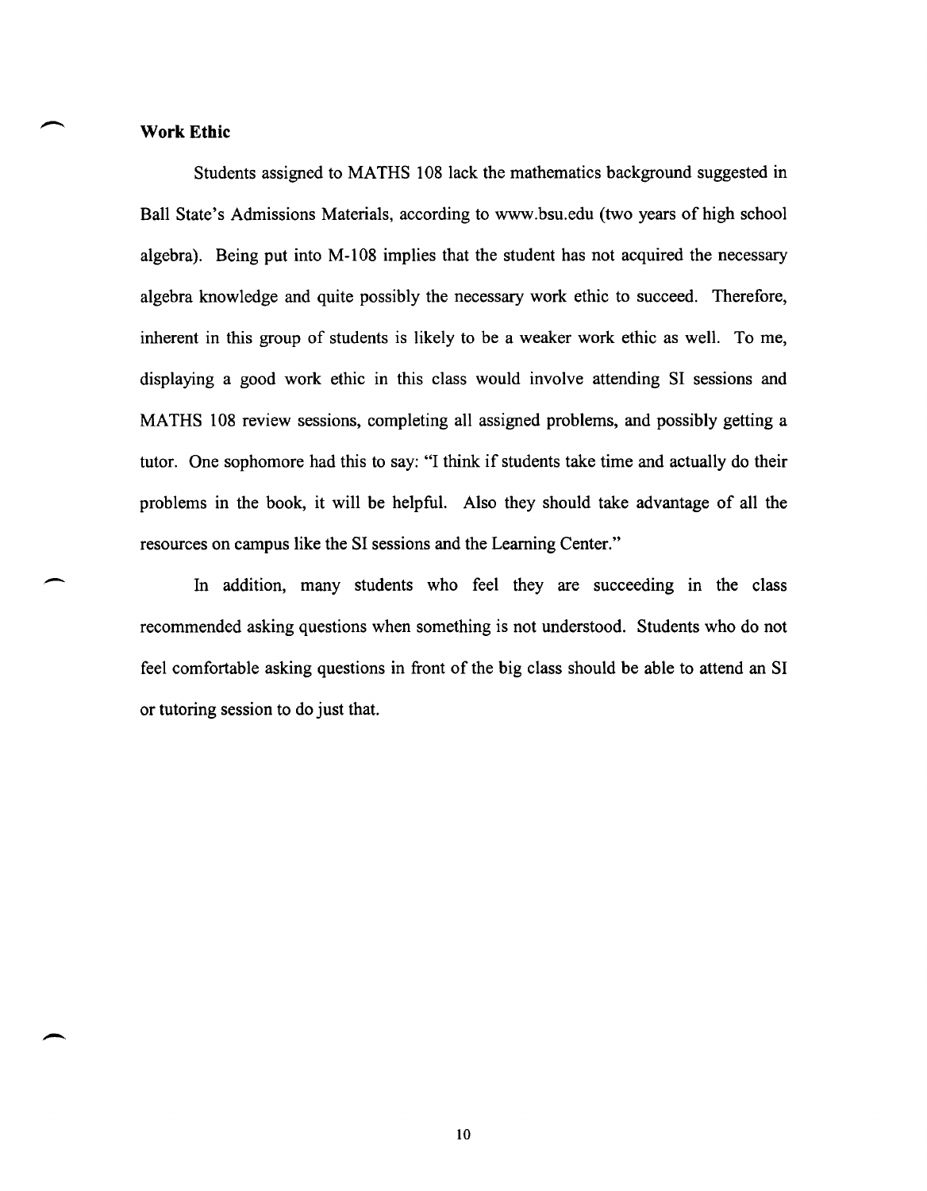### Work Ethic

Students assigned to MATHS 108 lack the mathematics background suggested in Ball State's Admissions Materials, according to www.bsu.edu (two years of high school algebra). Being put into M-108 implies that the student has not acquired the necessary algebra knowledge and quite possibly the necessary work ethic to succeed. Therefore, inherent in this group of students is likely to be a weaker work ethic as well. To me, displaying a good work ethic in this class would involve attending SI sessions and MATHS 108 review sessions, completing all assigned problems, and possibly getting a tutor. One sophomore had this to say: "I think if students take time and actually do their problems in the book, it will be helpful. Also they should take advantage of all the resources on campus like the SI sessions and the Learning Center."

In addition, many students who feel they are succeeding in the class recommended asking questions when something is not understood. Students who do not feel comfortable asking questions in front of the big class should be able to attend an SI or tutoring session to do just that.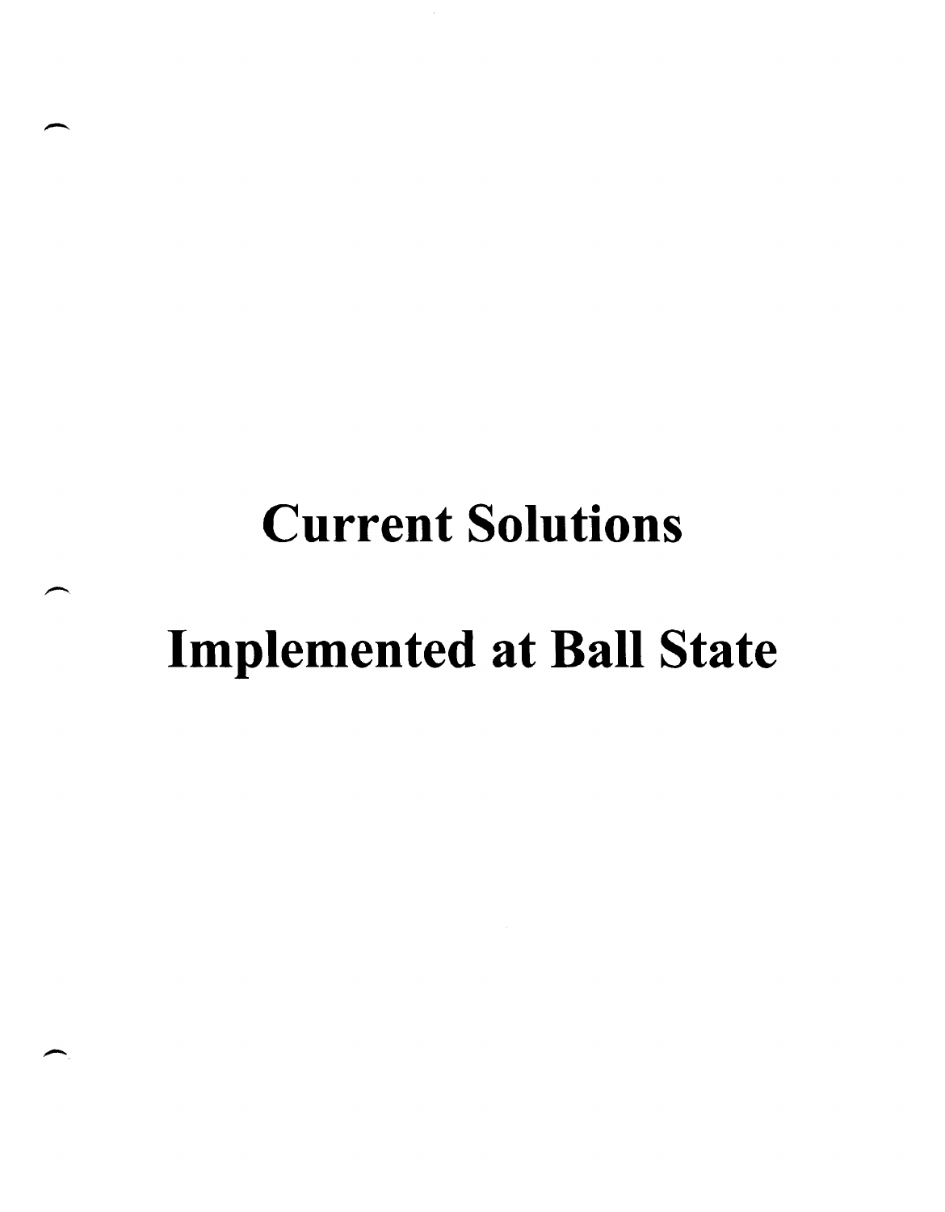# Current Solutions

# Implemented at Ball State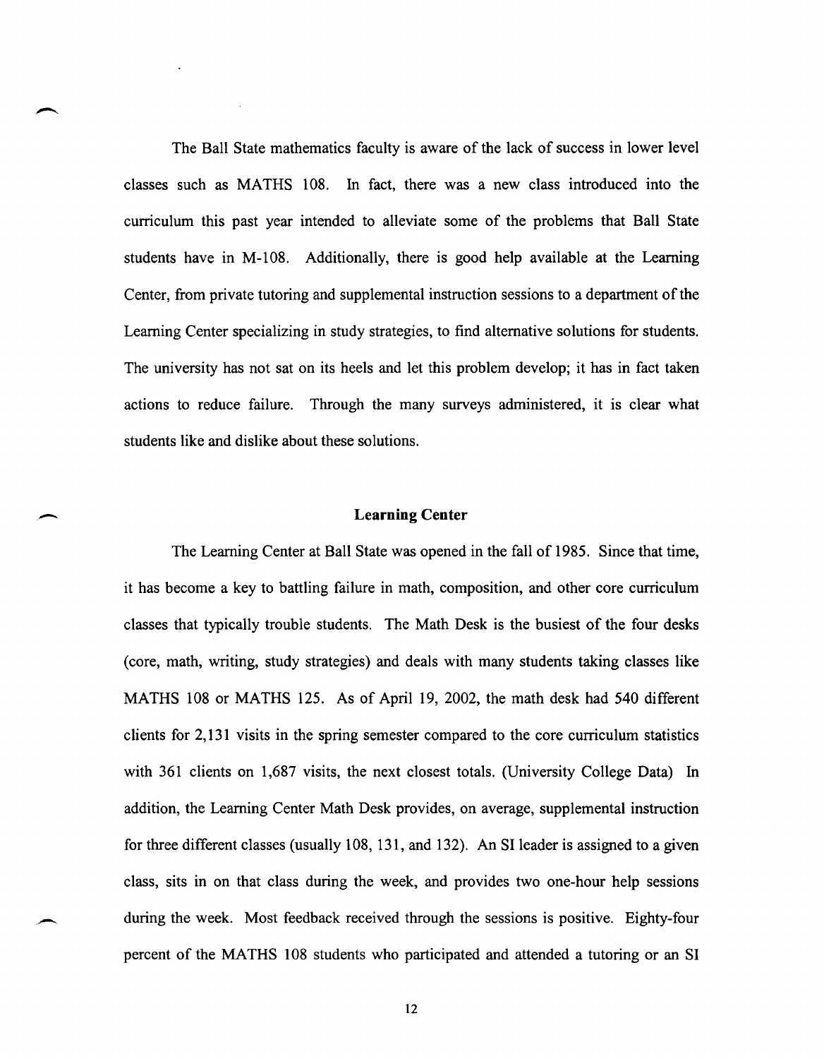The Ball State mathematics faculty is aware of the lack of success in lower level classes such as MATHS 108. In fact, there was a new class introduced into the curriculum this past year intended to alleviate some of the problems that Ball State students have in M-108. Additionally, there is good help available at the Learning Center, from private tutoring and supplemental instruction sessions to a department of the Learning Center specializing in study strategies, to find alternative solutions for students. The university has not sat on its heels and let this problem develop; it has in fact taken actions to reduce failure. Through the many surveys administered, it is clear what students like and dislike about these solutions.

## Learning Center

The Learning Center at Ball State was opened in the fall of 1985. Since that time, it has become a key to battling failure in math, composition, and other core curriculum classes that typically trouble students. The Math Desk is the busiest of the four desks (core, math, writing, study strategies) and deals with many students taking classes like MATHS 108 or MATHS 125. As of April 19, 2002, the math desk had 540 different clients for 2,131 visits in the spring semester compared to the core curriculum statistics with 361 clients on 1,687 visits, the next closest totals. (University College Data) In addition, the Learning Center Math Desk provides, on average, supplemental instruction for three different classes (usually 108, 131, and 132). An SI leader is assigned to a given class, sits in on that class during the week, and provides two one-hour help sessions during the week. Most feedback received through the sessions is positive. Eighty-four percent of the MATHS 108 students who participated and attended a tutoring or an SI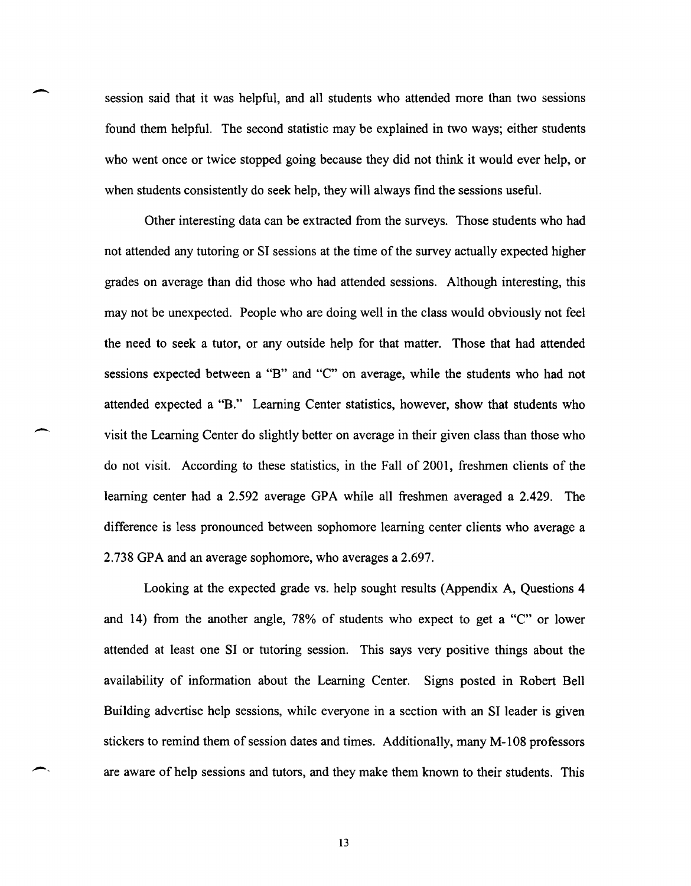session said that it was helpful, and all students who attended more than two sessions found them helpful. The second statistic may be explained in two ways; either students who went once or twice stopped going because they did not think it would ever help, or when students consistently do seek help, they will always find the sessions useful.

Other interesting data can be extracted from the surveys. Those students who had not attended any tutoring or SI sessions at the time of the survey actually expected higher grades on average than did those who had attended sessions. Although interesting, this may not be unexpected. People who are doing well in the class would obviously not feel the need to seek a tutor, or any outside help for that matter. Those that had attended sessions expected between a "B" and "C" on average, while the students who had not attended expected a "B." Learning Center statistics, however, show that students who visit the Learning Center do slightly better on average in their given class than those who do not visit. According to these statistics, in the Fall of 2001, freshmen clients of the learning center had a 2.592 average GPA while all freshmen averaged a 2.429. The difference is less pronounced between sophomore learning center clients who average a 2.738 GPA and an average sophomore, who averages a 2.697.

Looking at the expected grade vs. help sought results (Appendix A, Questions 4 and 14) from the another angle, 78% of students who expect to get a "C" or lower attended at least one SI or tutoring session. This says very positive things about the availability of information about the Learning Center. Signs posted in Robert Bell Building advertise help sessions, while everyone in a section with an SI leader is given stickers to remind them of session dates and times. Additionally, many M-108 professors are aware of help sessions and tutors, and they make them known to their students. This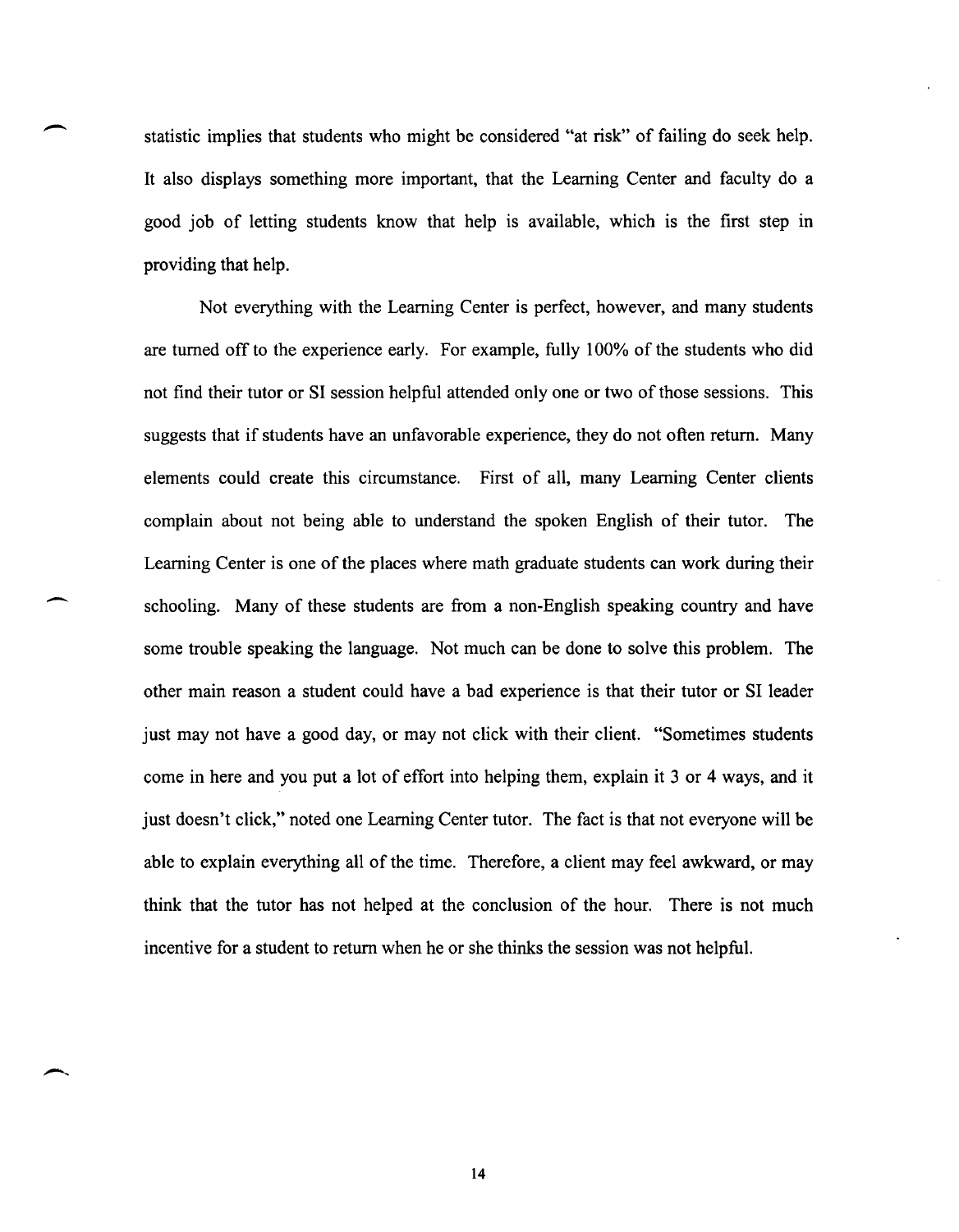statistic implies that students who might be considered "at risk" of failing do seek help. It also displays something more important, that the Learning Center and faculty do a good job of letting students know that help is available, which is the first step in providing that help.

Not everything with the Learning Center is perfect, however, and many students are turned off to the experience early. For example, fully 100% of the students who did not find their tutor or SI session helpful attended only one or two of those sessions. This suggests that if students have an unfavorable experience, they do not often return. Many elements could create this circumstance. First of all, many Learning Center clients complain about not being able to understand the spoken English of their tutor. The Learning Center is one of the places where math graduate students can work during their schooling. Many of these students are from a non-English speaking country and have some trouble speaking the language. Not much can be done to solve this problem. The other main reason a student could have a bad experience is that their tutor or SI leader just may not have a good day, or may not click with their client. "Sometimes students come in here and you put a lot of effort into helping them, explain it 3 or 4 ways, and it just doesn't click," noted one Learning Center tutor. The fact is that not everyone will be able to explain everything all of the time. Therefore, a client may feel awkward, or may think that the tutor has not helped at the conclusion of the hour. There is not much incentive for a student to return when he or she thinks the session was not helpful.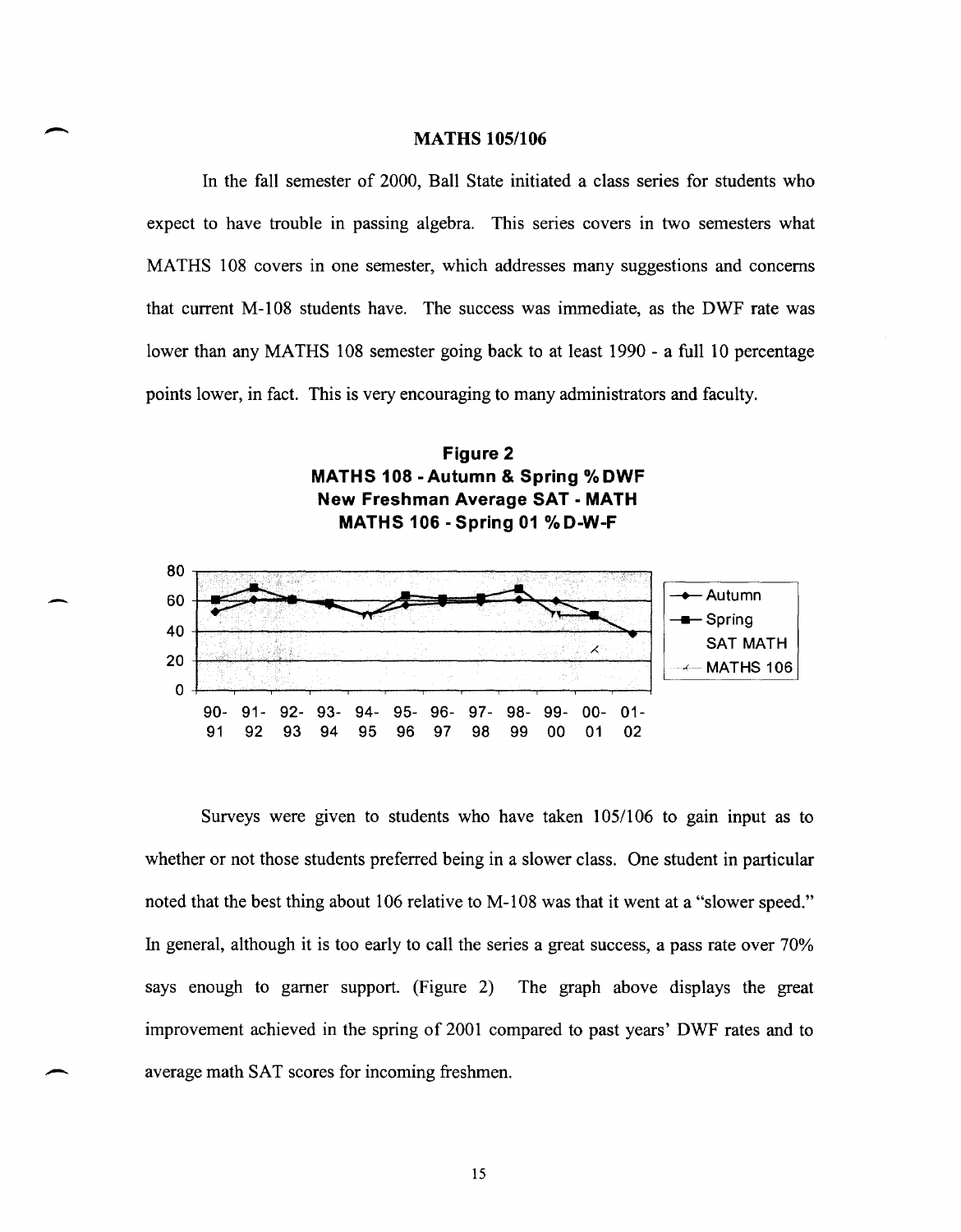## MATHS 105/106

In the fall semester of 2000, Ball State initiated a class series for students who expect to have trouble in passing algebra. This series covers in two semesters what MATHS 108 covers in one semester, which addresses many suggestions and concerns that current M-108 students have. The success was immediate, as the DWF rate was lower than any MATHS 108 semester going back to at least 1990 - a full 10 percentage points lower, in fact. This is very encouraging to many administrators and faculty.

**Figure 2**
**MATHS 108 - Autumn & Spring % DWF**
**New Freshman Average SAT - MATH**
**MATHS 106 - Spring 01 % D-W-F**

Surveys were given to students who have taken 105/106 to gain input as to whether or not those students preferred being in a slower class. One student in particular noted that the best thing about 106 relative to M-108 was that it went at a "slower speed." In general, although it is too early to call the series a great success, a pass rate over 70% says enough to garner support. (Figure 2) The graph above displays the great improvement achieved in the spring of 2001 compared to past years' DWF rates and to average math SAT scores for incoming freshmen.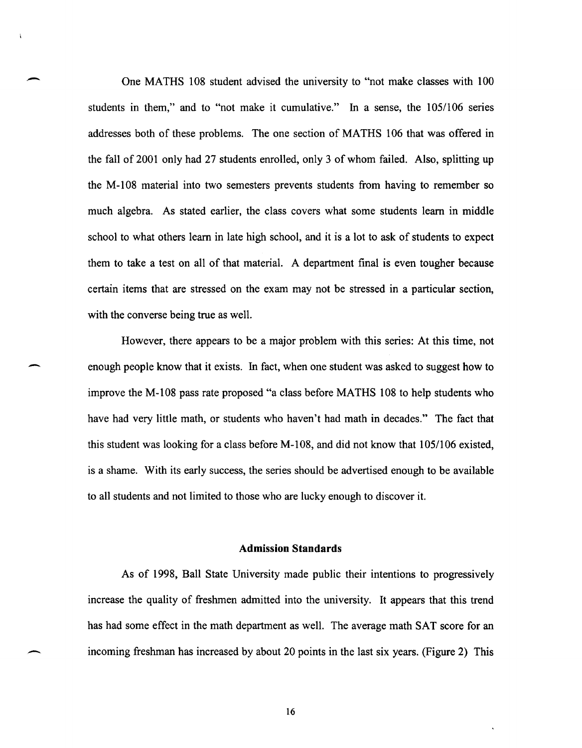One MATHS 108 student advised the university to "not make classes with 100 students in them," and to "not make it cumulative." In a sense, the 105/106 series addresses both of these problems. The one section of MATHS 106 that was offered in the fall of 2001 only had 27 students enrolled, only 3 of whom failed. Also, splitting up the M-108 material into two semesters prevents students from having to remember so much algebra. As stated earlier, the class covers what some students learn in middle school to what others learn in late high school, and it is a lot to ask of students to expect them to take a test on all of that material. A department final is even tougher because certain items that are stressed on the exam may not be stressed in a particular section, with the converse being true as well.

However, there appears to be a major problem with this series: At this time, not enough people know that it exists. In fact, when one student was asked to suggest how to improve the M-108 pass rate proposed "a class before MATHS 108 to help students who have had very little math, or students who haven't had math in decades." The fact that this student was looking for a class before M-108, and did not know that 105/106 existed, is a shame. With its early success, the series should be advertised enough to be available to all students and not limited to those who are lucky enough to discover it.

## Admission Standards

As of 1998, Ball State University made public their intentions to progressively increase the quality of freshmen admitted into the university. It appears that this trend has had some effect in the math department as well. The average math SAT score for an incoming freshman has increased by about 20 points in the last six years. (Figure 2) This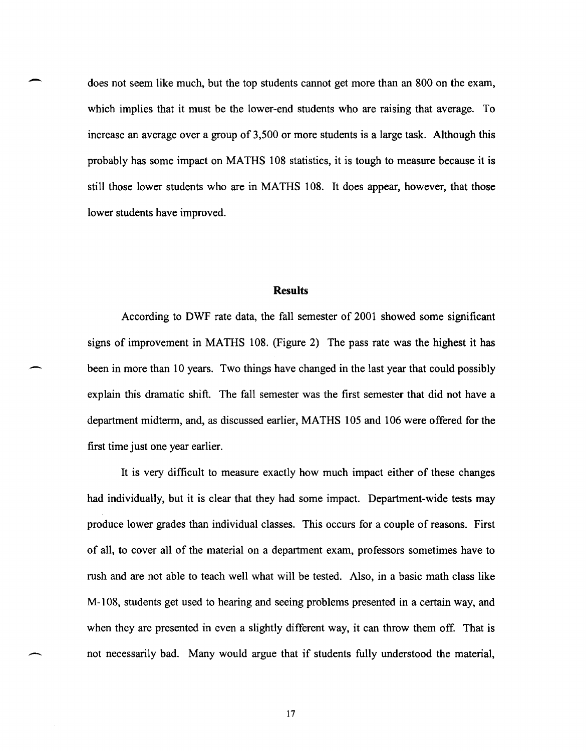does not seem like much, but the top students cannot get more than an 800 on the exam, which implies that it must be the lower-end students who are raising that average. To increase an average over a group of 3,500 or more students is a large task. Although this probably has some impact on MATHS 108 statistics, it is tough to measure because it is still those lower students who are in MATHS 108. It does appear, however, that those lower students have improved.

## Results

According to DWF rate data, the fall semester of 2001 showed some significant signs of improvement in MATHS 108. (Figure 2) The pass rate was the highest it has been in more than 10 years. Two things have changed in the last year that could possibly explain this dramatic shift. The fall semester was the first semester that did not have a department midterm, and, as discussed earlier, MATHS 105 and 106 were offered for the first time just one year earlier.

It is very difficult to measure exactly how much impact either of these changes had individually, but it is clear that they had some impact. Department-wide tests may produce lower grades than individual classes. This occurs for a couple of reasons. First of all, to cover all of the material on a department exam, professors sometimes have to rush and are not able to teach well what will be tested. Also, in a basic math class like M-108, students get used to hearing and seeing problems presented in a certain way, and when they are presented in even a slightly different way, it can throw them off. That is not necessarily bad. Many would argue that if students fully understood the material,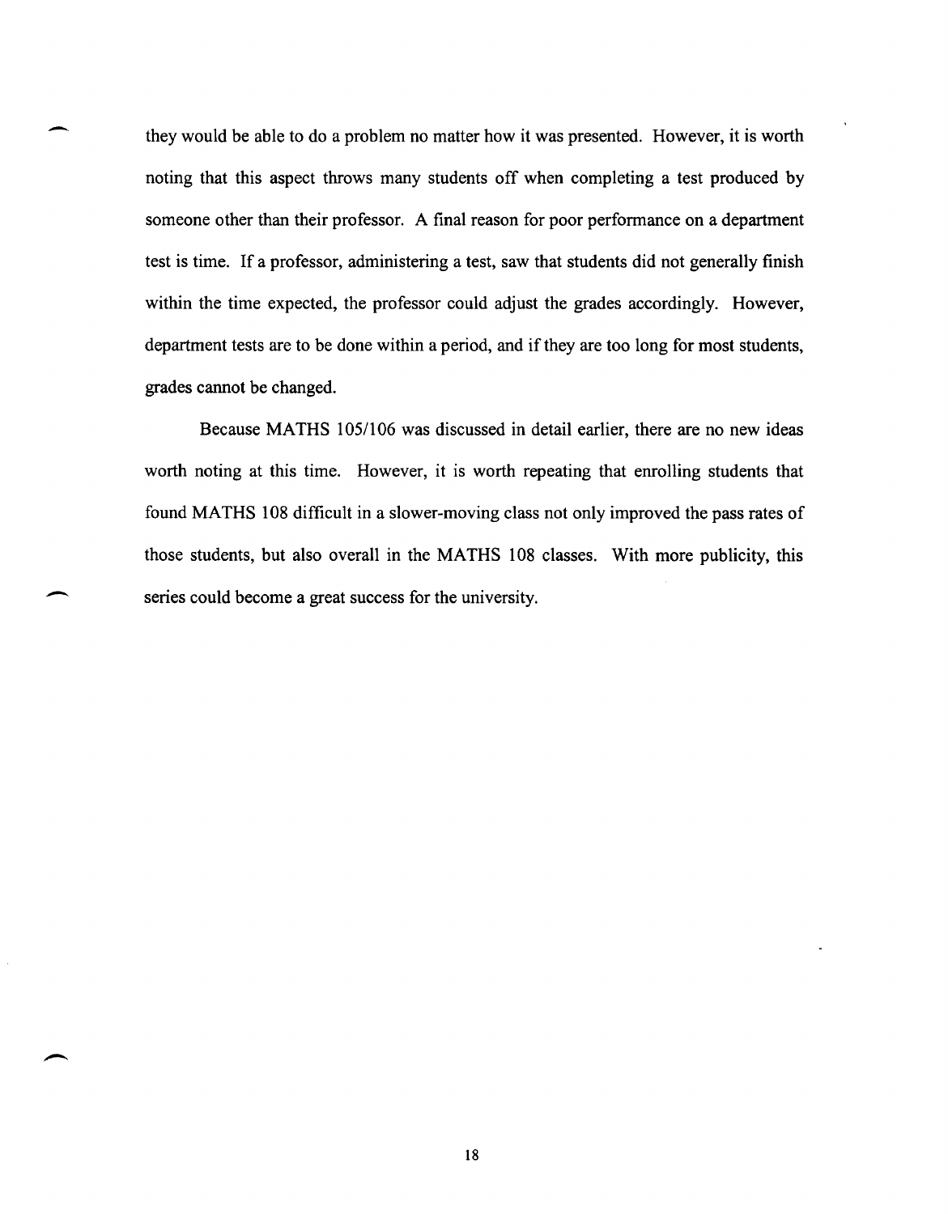they would be able to do a problem no matter how it was presented. However, it is worth noting that this aspect throws many students off when completing a test produced by someone other than their professor. A final reason for poor performance on a department test is time. If a professor, administering a test, saw that students did not generally finish within the time expected, the professor could adjust the grades accordingly. However, department tests are to be done within a period, and if they are too long for most students, grades cannot be changed.

Because MATHS 105/106 was discussed in detail earlier, there are no new ideas worth noting at this time. However, it is worth repeating that enrolling students that found MATHS 108 difficult in a slower-moving class not only improved the pass rates of those students, but also overall in the MATHS 108 classes. With more publicity, this series could become a great success for the university.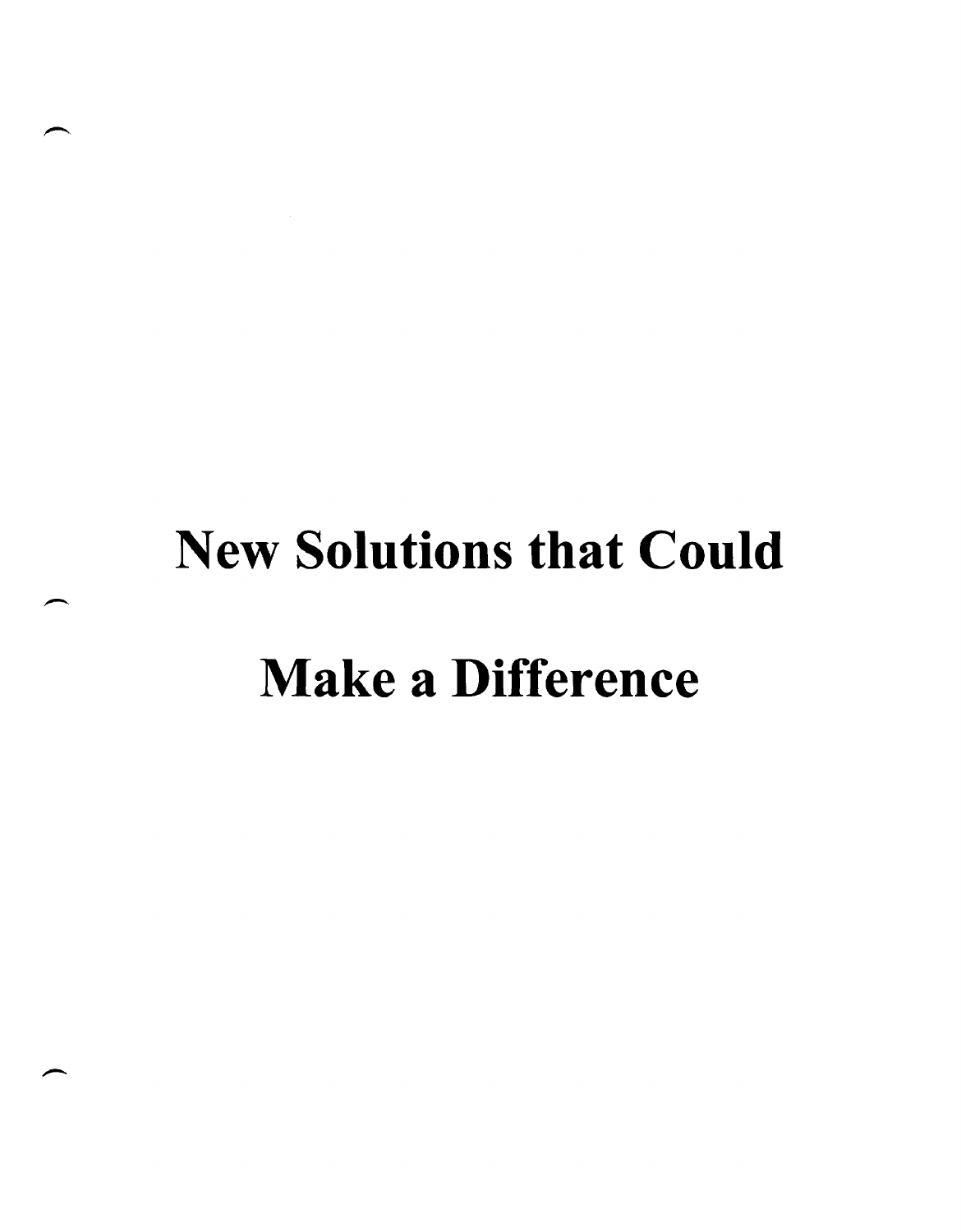# New Solutions that Could Make a Difference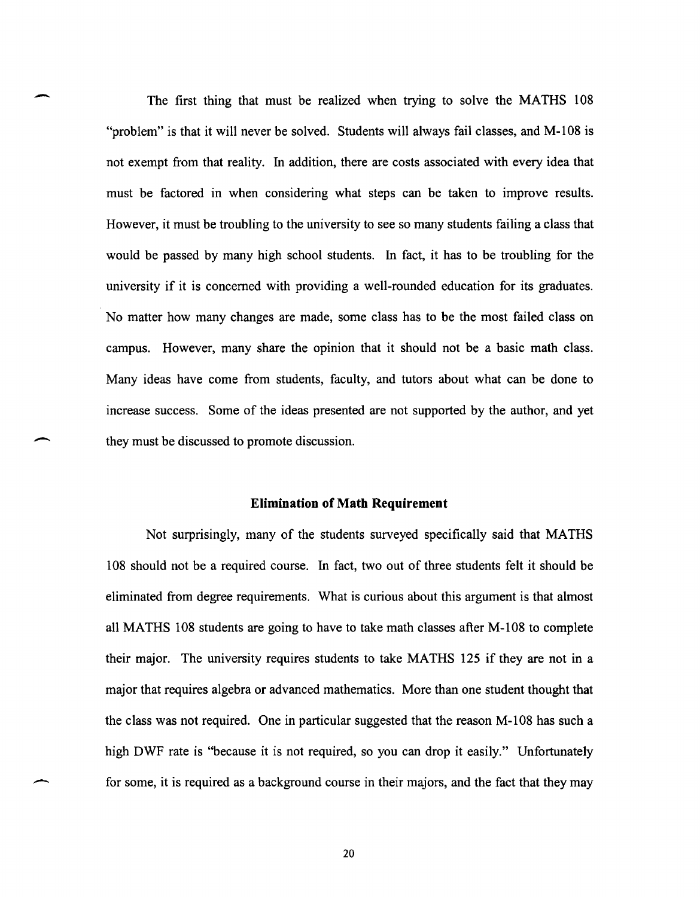The first thing that must be realized when trying to solve the MATHS 108 "problem" is that it will never be solved. Students will always fail classes, and M-108 is not exempt from that reality. In addition, there are costs associated with every idea that must be factored in when considering what steps can be taken to improve results. However, it must be troubling to the university to see so many students failing a class that would be passed by many high school students. In fact, it has to be troubling for the university if it is concerned with providing a well-rounded education for its graduates. No matter how many changes are made, some class has to be the most failed class on campus. However, many share the opinion that it should not be a basic math class. Many ideas have come from students, faculty, and tutors about what can be done to increase success. Some of the ideas presented are not supported by the author, and yet they must be discussed to promote discussion.

### Elimination of Math Requirement

Not surprisingly, many of the students surveyed specifically said that MATHS 108 should not be a required course. In fact, two out of three students felt it should be eliminated from degree requirements. What is curious about this argument is that almost all MATHS 108 students are going to have to take math classes after M-108 to complete their major. The university requires students to take MATHS 125 if they are not in a major that requires algebra or advanced mathematics. More than one student thought that the class was not required. One in particular suggested that the reason M-108 has such a high DWF rate is "because it is not required, so you can drop it easily." Unfortunately for some, it is required as a background course in their majors, and the fact that they may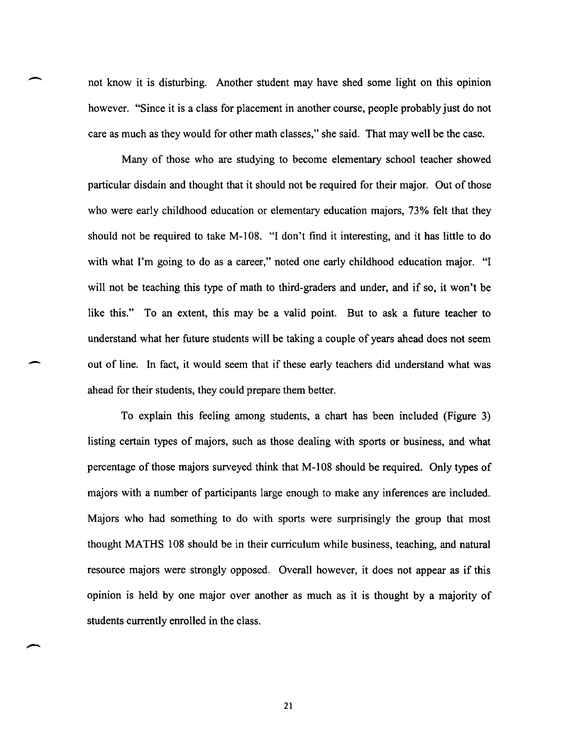not know it is disturbing. Another student may have shed some light on this opinion however. "Since it is a class for placement in another course, people probably just do not care as much as they would for other math classes," she said. That may well be the case.

Many of those who are studying to become elementary school teacher showed particular disdain and thought that it should not be required for their major. Out of those who were early childhood education or elementary education majors, 73% felt that they should not be required to take M-108. "I don't find it interesting, and it has little to do with what I'm going to do as a career," noted one early childhood education major. "I will not be teaching this type of math to third-graders and under, and if so, it won't be like this." To an extent, this may be a valid point. But to ask a future teacher to understand what her future students will be taking a couple of years ahead does not seem out of line. In fact, it would seem that if these early teachers did understand what was ahead for their students, they could prepare them better.

To explain this feeling among students, a chart has been included (Figure 3) listing certain types of majors, such as those dealing with sports or business, and what percentage of those majors surveyed think that M-108 should be required. Only types of majors with a number of participants large enough to make any inferences are included. Majors who had something to do with sports were surprisingly the group that most thought MATHS 108 should be in their curriculum while business, teaching, and natural resource majors were strongly opposed. Overall however, it does not appear as if this opinion is held by one major over another as much as it is thought by a majority of students currently enrolled in the class.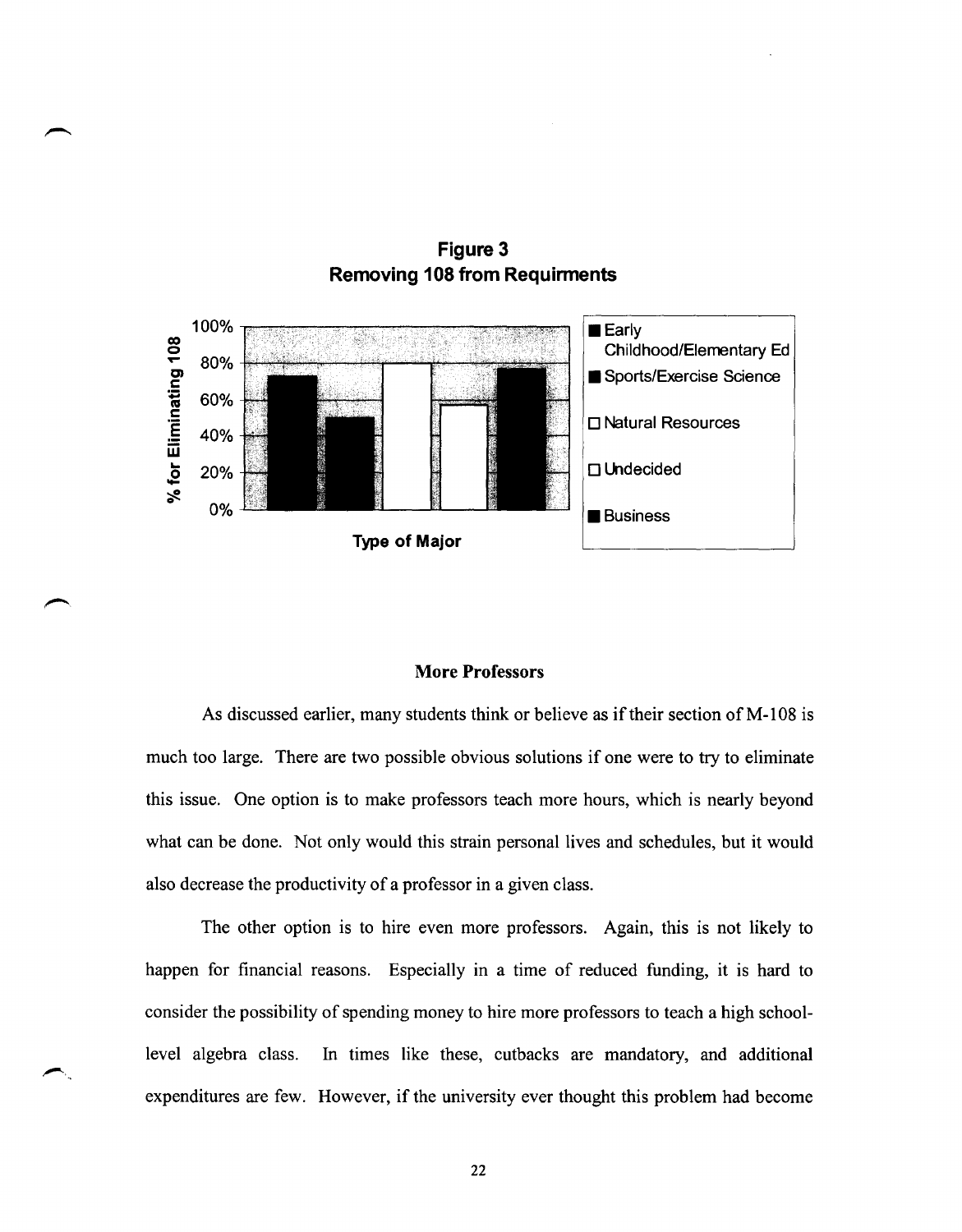**Figure 3**
**Removing 108 from Requirments**

% for Eliminating 108

100%
80%
60%
40%
20%
0%

Type of Major

- Early Childhood/Elementary Ed
- Sports/Exercise Science
- Natural Resources
- Undecided
- Business

### More Professors

As discussed earlier, many students think or believe as if their section of M-108 is much too large. There are two possible obvious solutions if one were to try to eliminate this issue. One option is to make professors teach more hours, which is nearly beyond what can be done. Not only would this strain personal lives and schedules, but it would also decrease the productivity of a professor in a given class.

The other option is to hire even more professors. Again, this is not likely to happen for financial reasons. Especially in a time of reduced funding, it is hard to consider the possibility of spending money to hire more professors to teach a high school-level algebra class. In times like these, cutbacks are mandatory, and additional expenditures are few. However, if the university ever thought this problem had become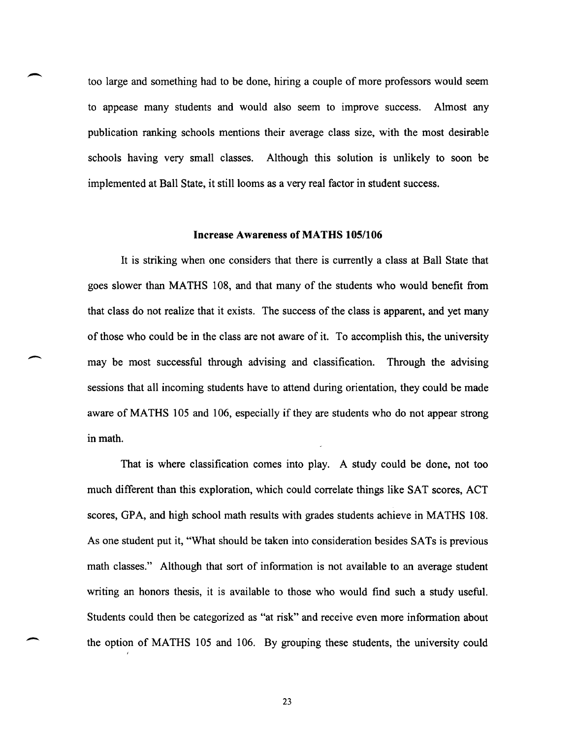too large and something had to be done, hiring a couple of more professors would seem to appease many students and would also seem to improve success. Almost any publication ranking schools mentions their average class size, with the most desirable schools having very small classes. Although this solution is unlikely to soon be implemented at Ball State, it still looms as a very real factor in student success.

### Increase Awareness of MATHS 105/106

It is striking when one considers that there is currently a class at Ball State that goes slower than MATHS 108, and that many of the students who would benefit from that class do not realize that it exists. The success of the class is apparent, and yet many of those who could be in the class are not aware of it. To accomplish this, the university may be most successful through advising and classification. Through the advising sessions that all incoming students have to attend during orientation, they could be made aware of MATHS 105 and 106, especially if they are students who do not appear strong in math.

That is where classification comes into play. A study could be done, not too much different than this exploration, which could correlate things like SAT scores, ACT scores, GPA, and high school math results with grades students achieve in MATHS 108. As one student put it, "What should be taken into consideration besides SATs is previous math classes." Although that sort of information is not available to an average student writing an honors thesis, it is available to those who would find such a study useful. Students could then be categorized as "at risk" and receive even more information about the option of MATHS 105 and 106. By grouping these students, the university could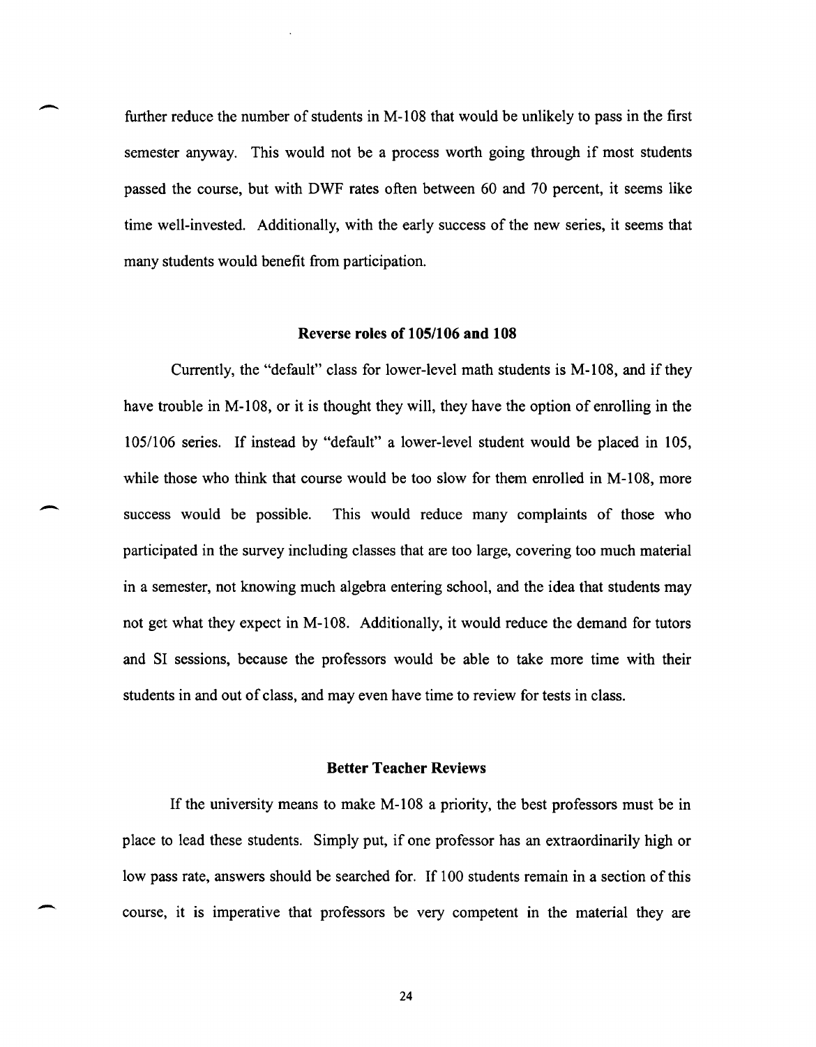further reduce the number of students in M-108 that would be unlikely to pass in the first semester anyway. This would not be a process worth going through if most students passed the course, but with DWF rates often between 60 and 70 percent, it seems like time well-invested. Additionally, with the early success of the new series, it seems that many students would benefit from participation.

### Reverse roles of 105/106 and 108

Currently, the "default" class for lower-level math students is M-108, and if they have trouble in M-108, or it is thought they will, they have the option of enrolling in the 105/106 series. If instead by "default" a lower-level student would be placed in 105, while those who think that course would be too slow for them enrolled in M-108, more success would be possible. This would reduce many complaints of those who participated in the survey including classes that are too large, covering too much material in a semester, not knowing much algebra entering school, and the idea that students may not get what they expect in M-108. Additionally, it would reduce the demand for tutors and SI sessions, because the professors would be able to take more time with their students in and out of class, and may even have time to review for tests in class.

### Better Teacher Reviews

If the university means to make M-108 a priority, the best professors must be in place to lead these students. Simply put, if one professor has an extraordinarily high or low pass rate, answers should be searched for. If 100 students remain in a section of this course, it is imperative that professors be very competent in the material they are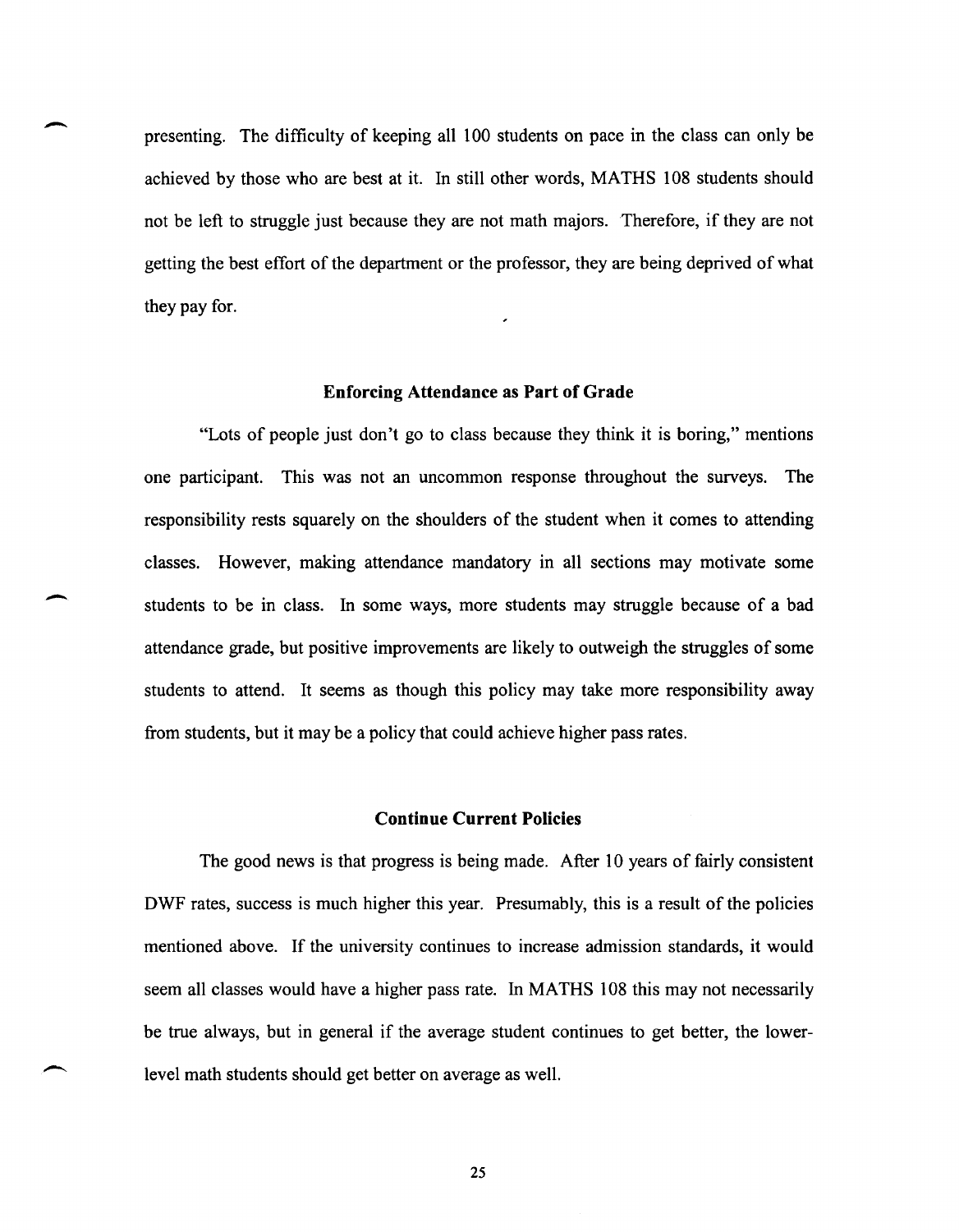presenting. The difficulty of keeping all 100 students on pace in the class can only be achieved by those who are best at it. In still other words, MATHS 108 students should not be left to struggle just because they are not math majors. Therefore, if they are not getting the best effort of the department or the professor, they are being deprived of what they pay for.

### Enforcing Attendance as Part of Grade

"Lots of people just don't go to class because they think it is boring," mentions one participant. This was not an uncommon response throughout the surveys. The responsibility rests squarely on the shoulders of the student when it comes to attending classes. However, making attendance mandatory in all sections may motivate some students to be in class. In some ways, more students may struggle because of a bad attendance grade, but positive improvements are likely to outweigh the struggles of some students to attend. It seems as though this policy may take more responsibility away from students, but it may be a policy that could achieve higher pass rates.

### Continue Current Policies

The good news is that progress is being made. After 10 years of fairly consistent DWF rates, success is much higher this year. Presumably, this is a result of the policies mentioned above. If the university continues to increase admission standards, it would seem all classes would have a higher pass rate. In MATHS 108 this may not necessarily be true always, but in general if the average student continues to get better, the lower-level math students should get better on average as well.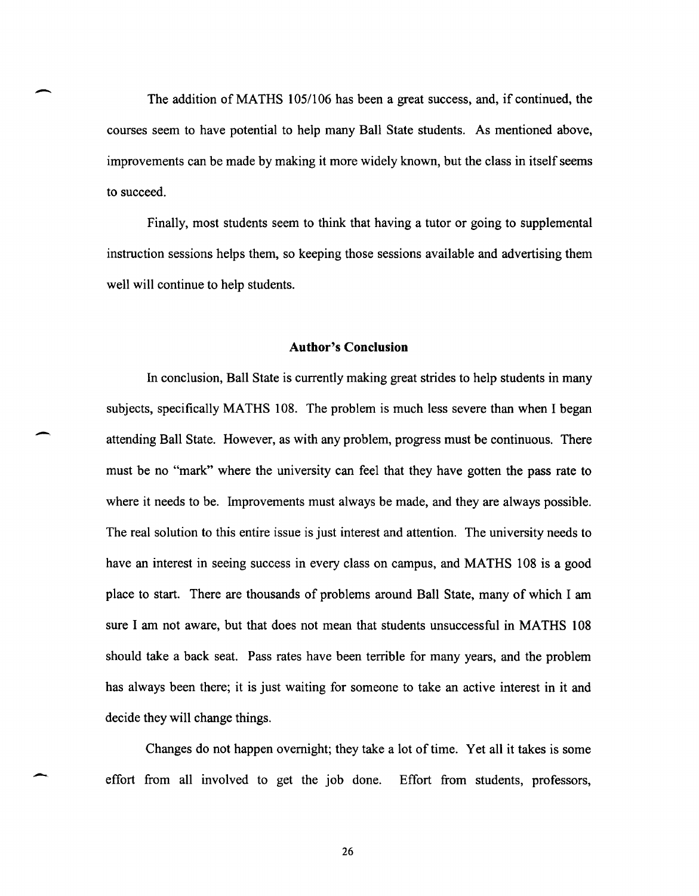The addition of MATHS 105/106 has been a great success, and, if continued, the courses seem to have potential to help many Ball State students. As mentioned above, improvements can be made by making it more widely known, but the class in itself seems to succeed.

Finally, most students seem to think that having a tutor or going to supplemental instruction sessions helps them, so keeping those sessions available and advertising them well will continue to help students.

## Author's Conclusion

In conclusion, Ball State is currently making great strides to help students in many subjects, specifically MATHS 108. The problem is much less severe than when I began attending Ball State. However, as with any problem, progress must be continuous. There must be no "mark" where the university can feel that they have gotten the pass rate to where it needs to be. Improvements must always be made, and they are always possible. The real solution to this entire issue is just interest and attention. The university needs to have an interest in seeing success in every class on campus, and MATHS 108 is a good place to start. There are thousands of problems around Ball State, many of which I am sure I am not aware, but that does not mean that students unsuccessful in MATHS 108 should take a back seat. Pass rates have been terrible for many years, and the problem has always been there; it is just waiting for someone to take an active interest in it and decide they will change things.

Changes do not happen overnight; they take a lot of time. Yet all it takes is some effort from all involved to get the job done. Effort from students, professors,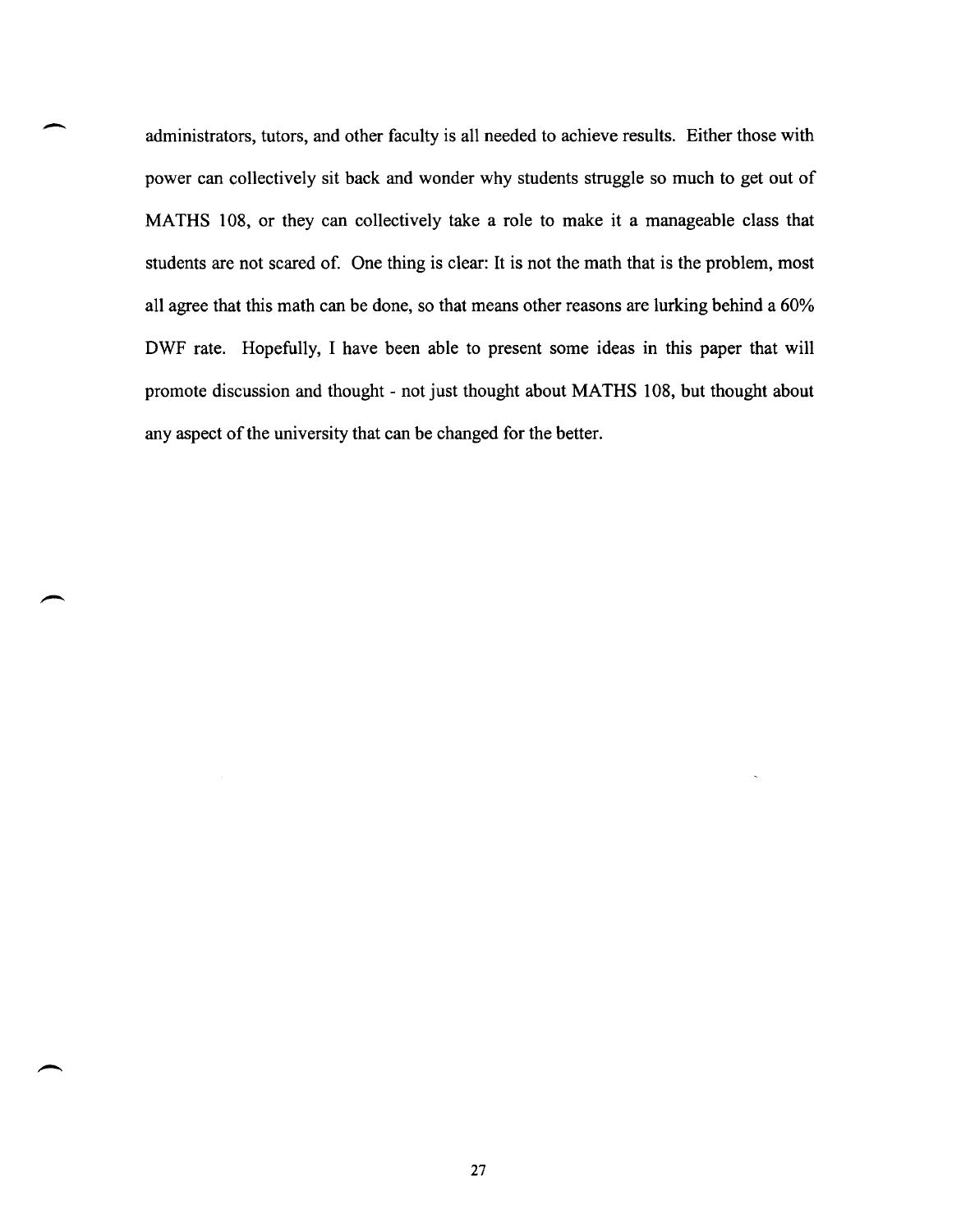administrators, tutors, and other faculty is all needed to achieve results. Either those with power can collectively sit back and wonder why students struggle so much to get out of MATHS 108, or they can collectively take a role to make it a manageable class that students are not scared of. One thing is clear: It is not the math that is the problem, most all agree that this math can be done, so that means other reasons are lurking behind a 60% DWF rate. Hopefully, I have been able to present some ideas in this paper that will promote discussion and thought - not just thought about MATHS 108, but thought about any aspect of the university that can be changed for the better.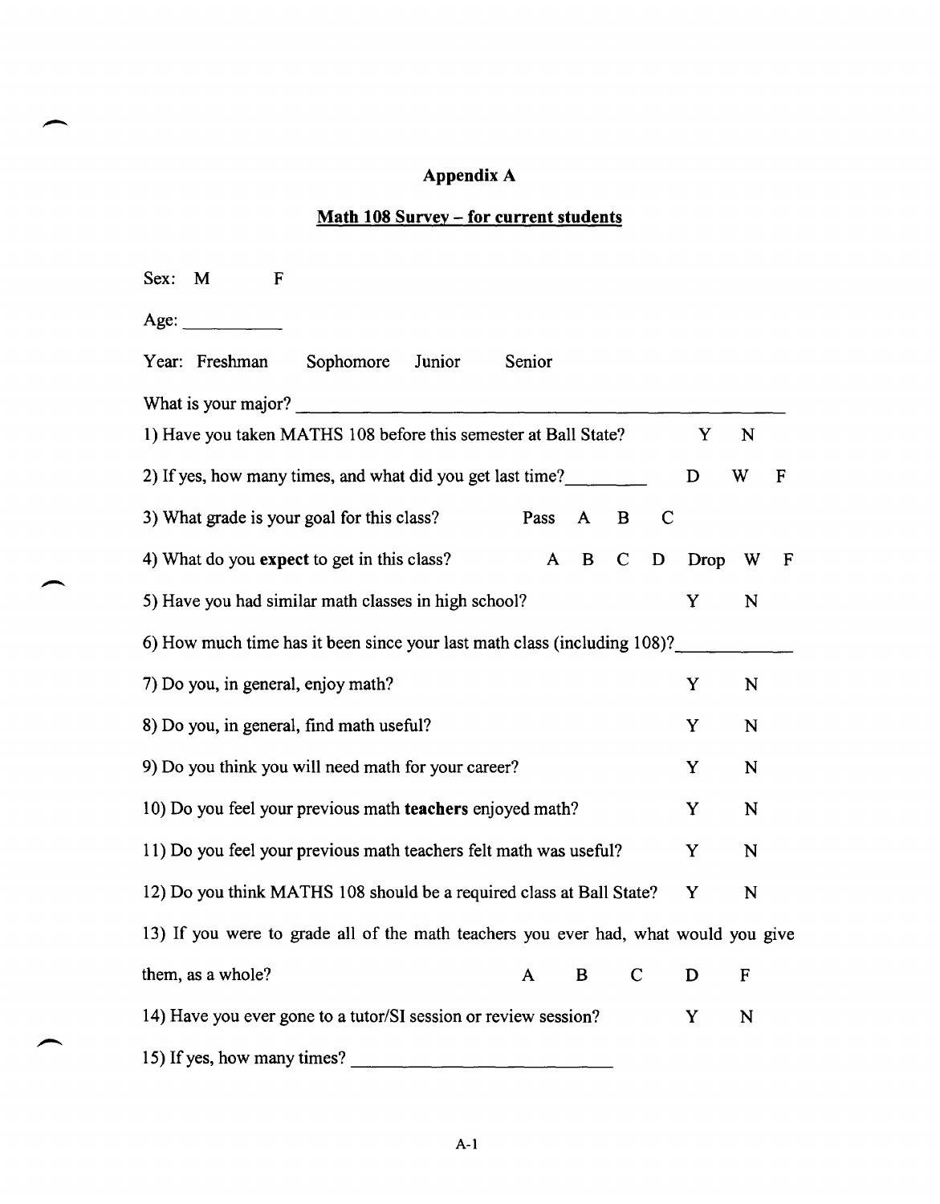## Appendix A

## Math 108 Survey – for current students

Sex: M F

Age: __________

Year: Freshman Sophomore Junior Senior

What is your major? ______________________________________________

1) Have you taken MATHS 108 before this semester at Ball State? Y N

2) If yes, how many times, and what did you get last time?________ D W F

3) What grade is your goal for this class? Pass A B C

4) What do you **expect** to get in this class? A B C D Drop W F

5) Have you had similar math classes in high school? Y N

6) How much time has it been since your last math class (including 108)?___________

7) Do you, in general, enjoy math? Y N

8) Do you, in general, find math useful? Y N

9) Do you think you will need math for your career? Y N

10) Do you feel your previous math **teachers** enjoyed math? Y N

11) Do you feel your previous math teachers felt math was useful? Y N

12) Do you think MATHS 108 should be a required class at Ball State? Y N

13) If you were to grade all of the math teachers you ever had, what would you give them, as a whole? A B C D F

14) Have you ever gone to a tutor/SI session or review session? Y N

15) If yes, how many times? __________________________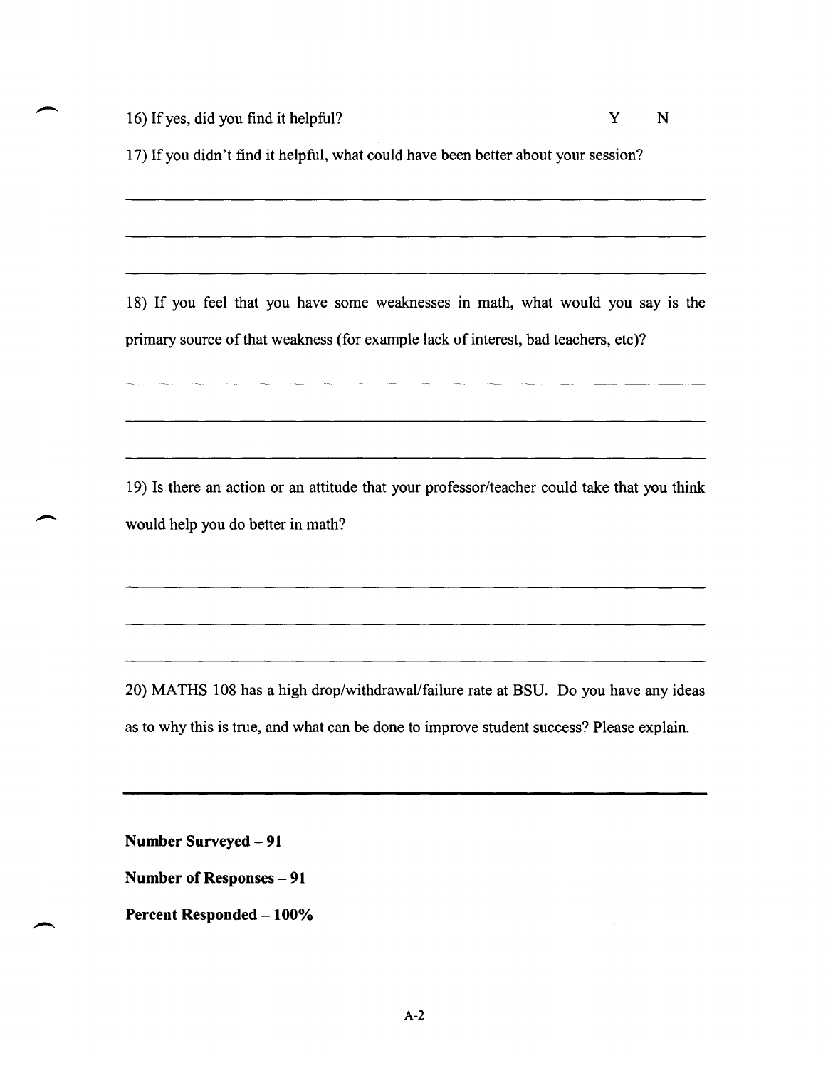16) If yes, did you find it helpful? Y N

17) If you didn't find it helpful, what could have been better about your session?

18) If you feel that you have some weaknesses in math, what would you say is the primary source of that weakness (for example lack of interest, bad teachers, etc)?

19) Is there an action or an attitude that your professor/teacher could take that you think would help you do better in math?

20) MATHS 108 has a high drop/withdrawal/failure rate at BSU. Do you have any ideas as to why this is true, and what can be done to improve student success? Please explain.

---

**Number Surveyed – 91**

**Number of Responses – 91**

**Percent Responded – 100%**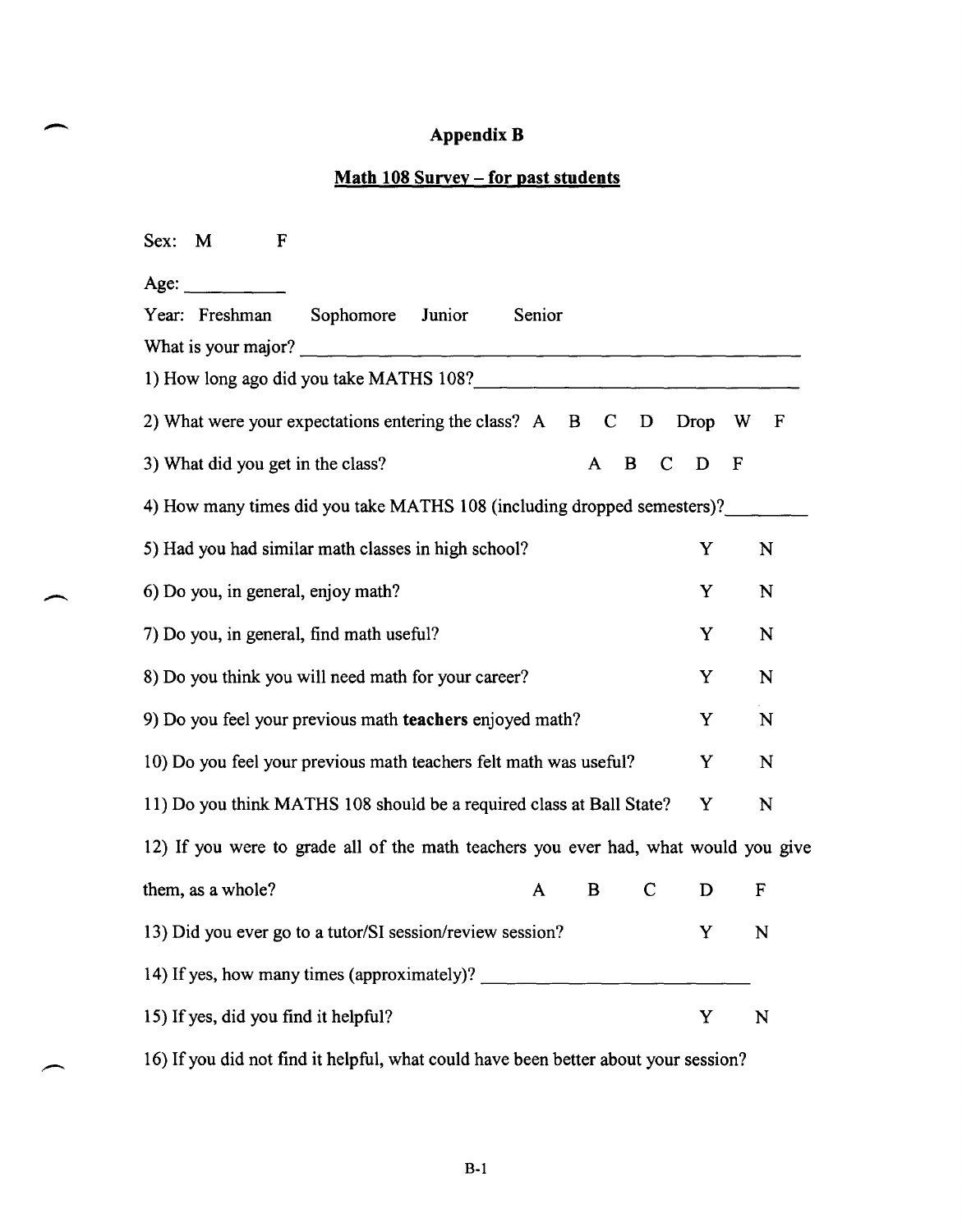# Appendix B

## Math 108 Survey – for past students

Sex: M F

Age: __________

Year: Freshman Sophomore Junior Senior

What is your major? ______________________________________________

1) How long ago did you take MATHS 108?______________________________

2) What were your expectations entering the class? A B C D Drop W F

3) What did you get in the class? A B C D F

4) How many times did you take MATHS 108 (including dropped semesters)?________

5) Had you had similar math classes in high school? Y N

6) Do you, in general, enjoy math? Y N

7) Do you, in general, find math useful? Y N

8) Do you think you will need math for your career? Y N

9) Do you feel your previous math **teachers** enjoyed math? Y N

10) Do you feel your previous math teachers felt math was useful? Y N

11) Do you think MATHS 108 should be a required class at Ball State? Y N

12) If you were to grade all of the math teachers you ever had, what would you give them, as a whole? A B C D F

13) Did you ever go to a tutor/SI session/review session? Y N

14) If yes, how many times (approximately)? ___________________________

15) If yes, did you find it helpful? Y N

16) If you did not find it helpful, what could have been better about your session?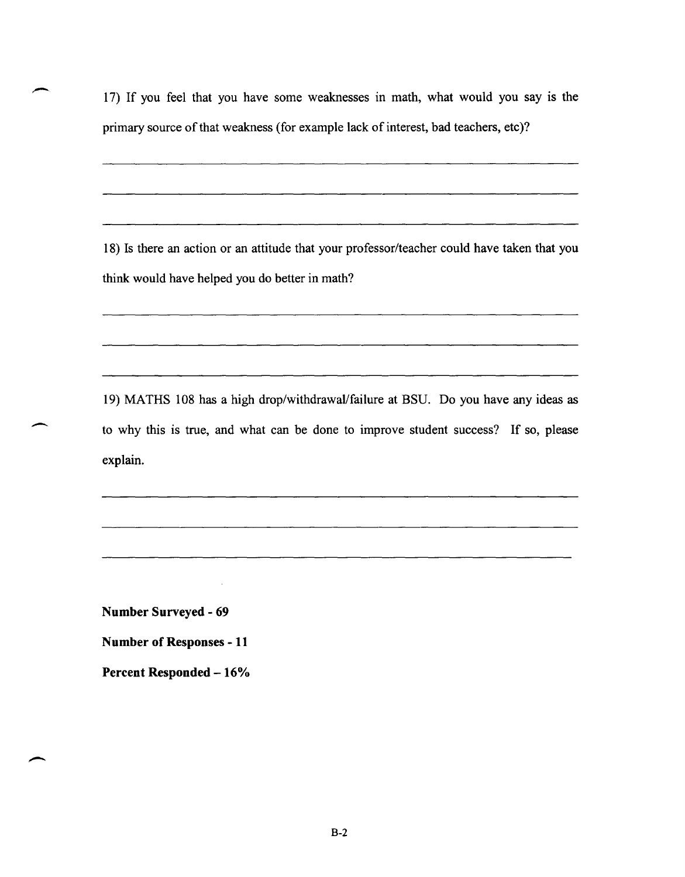17) If you feel that you have some weaknesses in math, what would you say is the primary source of that weakness (for example lack of interest, bad teachers, etc)?

\_\_\_\_\_\_\_\_\_\_\_\_\_\_\_\_\_\_\_\_\_\_\_\_\_\_\_\_\_\_\_\_\_\_\_\_\_\_\_\_\_\_\_\_\_\_\_\_\_\_\_\_\_\_\_\_

\_\_\_\_\_\_\_\_\_\_\_\_\_\_\_\_\_\_\_\_\_\_\_\_\_\_\_\_\_\_\_\_\_\_\_\_\_\_\_\_\_\_\_\_\_\_\_\_\_\_\_\_\_\_\_\_

\_\_\_\_\_\_\_\_\_\_\_\_\_\_\_\_\_\_\_\_\_\_\_\_\_\_\_\_\_\_\_\_\_\_\_\_\_\_\_\_\_\_\_\_\_\_\_\_\_\_\_\_\_\_\_\_

18) Is there an action or an attitude that your professor/teacher could have taken that you think would have helped you do better in math?

\_\_\_\_\_\_\_\_\_\_\_\_\_\_\_\_\_\_\_\_\_\_\_\_\_\_\_\_\_\_\_\_\_\_\_\_\_\_\_\_\_\_\_\_\_\_\_\_\_\_\_\_\_\_\_\_

\_\_\_\_\_\_\_\_\_\_\_\_\_\_\_\_\_\_\_\_\_\_\_\_\_\_\_\_\_\_\_\_\_\_\_\_\_\_\_\_\_\_\_\_\_\_\_\_\_\_\_\_\_\_\_\_

\_\_\_\_\_\_\_\_\_\_\_\_\_\_\_\_\_\_\_\_\_\_\_\_\_\_\_\_\_\_\_\_\_\_\_\_\_\_\_\_\_\_\_\_\_\_\_\_\_\_\_\_\_\_\_\_

19) MATHS 108 has a high drop/withdrawal/failure at BSU. Do you have any ideas as to why this is true, and what can be done to improve student success? If so, please explain.

\_\_\_\_\_\_\_\_\_\_\_\_\_\_\_\_\_\_\_\_\_\_\_\_\_\_\_\_\_\_\_\_\_\_\_\_\_\_\_\_\_\_\_\_\_\_\_\_\_\_\_\_\_\_\_\_

\_\_\_\_\_\_\_\_\_\_\_\_\_\_\_\_\_\_\_\_\_\_\_\_\_\_\_\_\_\_\_\_\_\_\_\_\_\_\_\_\_\_\_\_\_\_\_\_\_\_\_\_\_\_\_\_

\_\_\_\_\_\_\_\_\_\_\_\_\_\_\_\_\_\_\_\_\_\_\_\_\_\_\_\_\_\_\_\_\_\_\_\_\_\_\_\_\_\_\_\_\_\_\_\_\_\_\_\_\_\_\_\_

**Number Surveyed - 69**

**Number of Responses - 11**

**Percent Responded – 16%**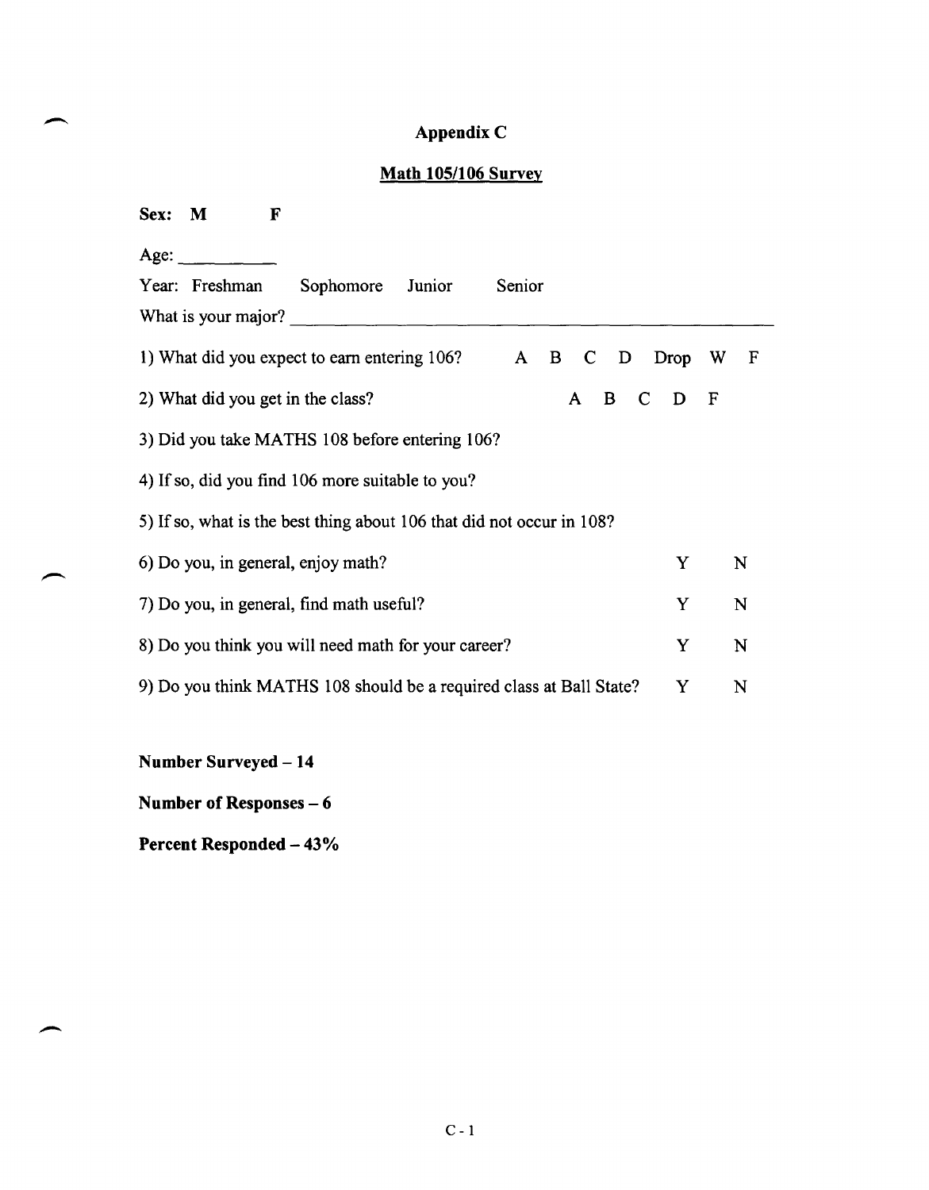# Appendix C

## Math 105/106 Survey

**Sex: M F**

Age: __________

Year: Freshman Sophomore Junior Senior

What is your major? ____________________________________________

1) What did you expect to earn entering 106? A B C D Drop W F

2) What did you get in the class? A B C D F

3) Did you take MATHS 108 before entering 106?

4) If so, did you find 106 more suitable to you?

5) If so, what is the best thing about 106 that did not occur in 108?

6) Do you, in general, enjoy math? Y N

7) Do you, in general, find math useful? Y N

8) Do you think you will need math for your career? Y N

9) Do you think MATHS 108 should be a required class at Ball State? Y N

**Number Surveyed – 14**

**Number of Responses – 6**

**Percent Responded – 43%**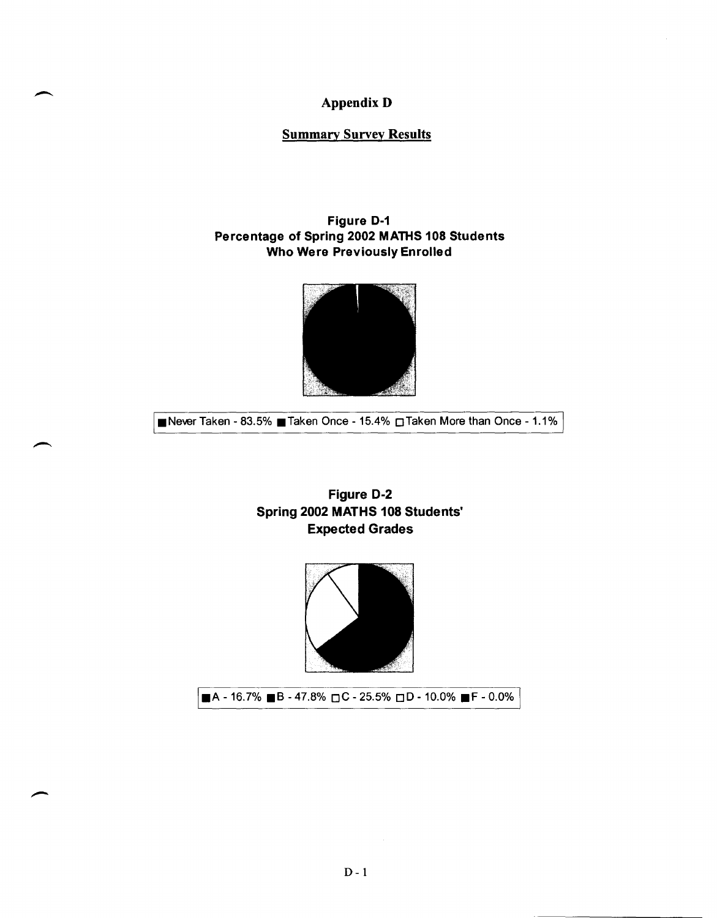# Appendix D

## Summary Survey Results

**Figure D-1**
**Percentage of Spring 2002 MATHS 108 Students Who Were Previously Enrolled**

■ Never Taken - 83.5% ■ Taken Once - 15.4% □ Taken More than Once - 1.1%

**Figure D-2**
**Spring 2002 MATHS 108 Students' Expected Grades**

■ A - 16.7% ■ B - 47.8% □ C - 25.5% □ D - 10.0% ■ F - 0.0%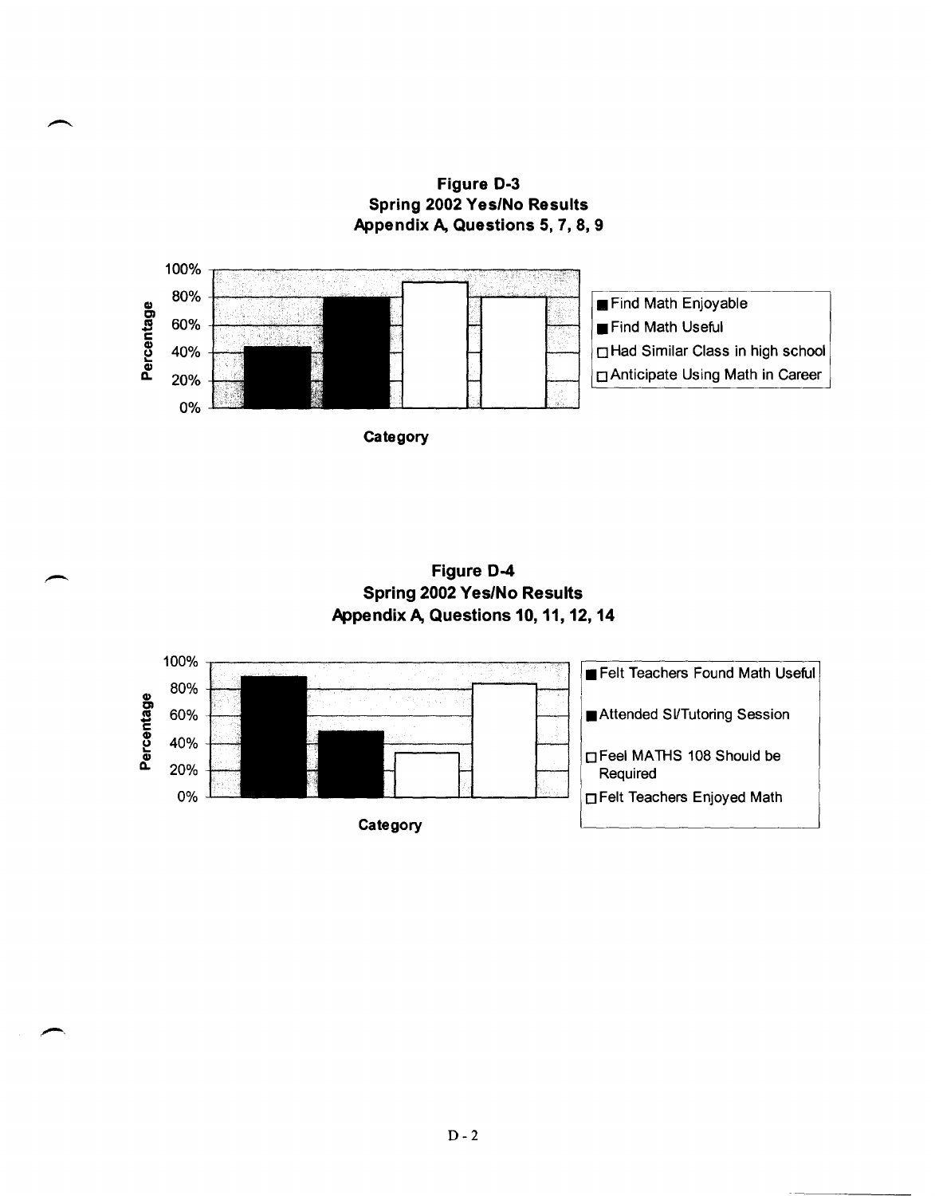**Figure D-3**
**Spring 2002 Yes/No Results**
**Appendix A, Questions 5, 7, 8, 9**

Percentage: 100%, 80%, 60%, 40%, 20%, 0%

Category

- Find Math Enjoyable
- Find Math Useful
- Had Similar Class in high school
- Anticipate Using Math in Career

**Figure D-4**
**Spring 2002 Yes/No Results**
**Appendix A, Questions 10, 11, 12, 14**

Percentage: 100%, 80%, 60%, 40%, 20%, 0%

Category

- Felt Teachers Found Math Useful
- Attended SI/Tutoring Session
- Feel MATHS 108 Should be Required
- Felt Teachers Enjoyed Math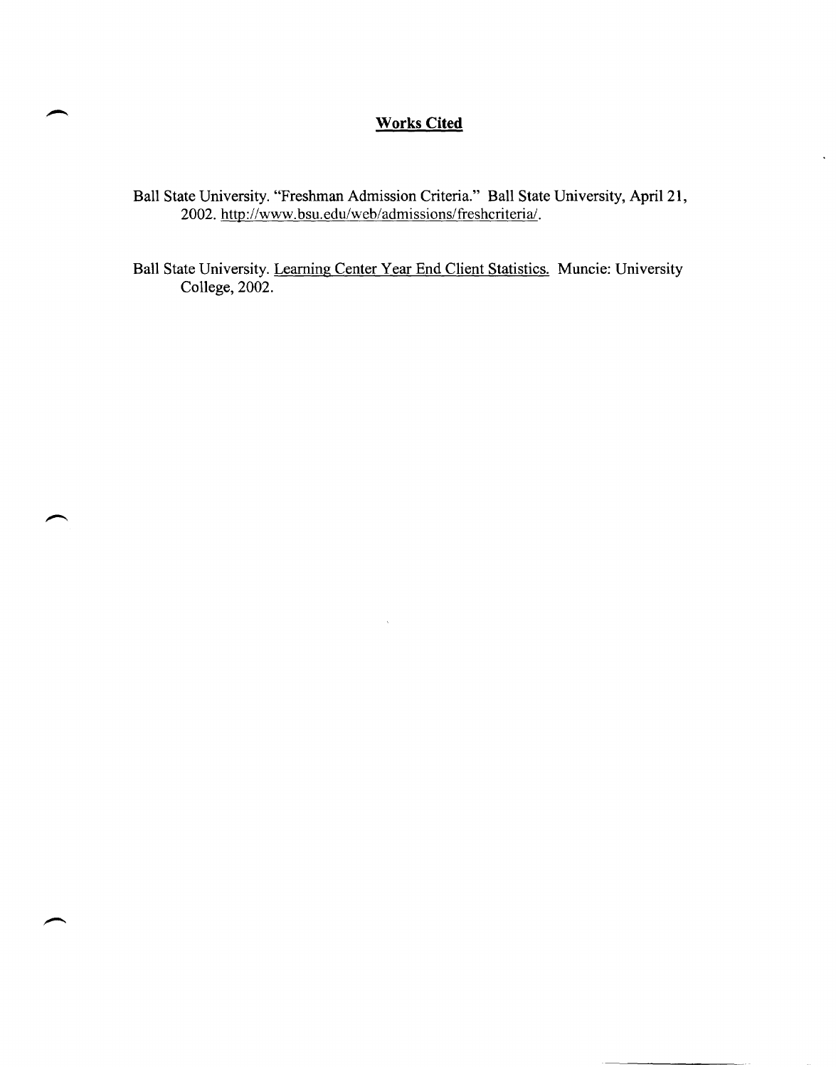# Works Cited

Ball State University. "Freshman Admission Criteria." Ball State University, April 21, 2002. http://www.bsu.edu/web/admissions/freshcriteria/.

Ball State University. Learning Center Year End Client Statistics. Muncie: University College, 2002.